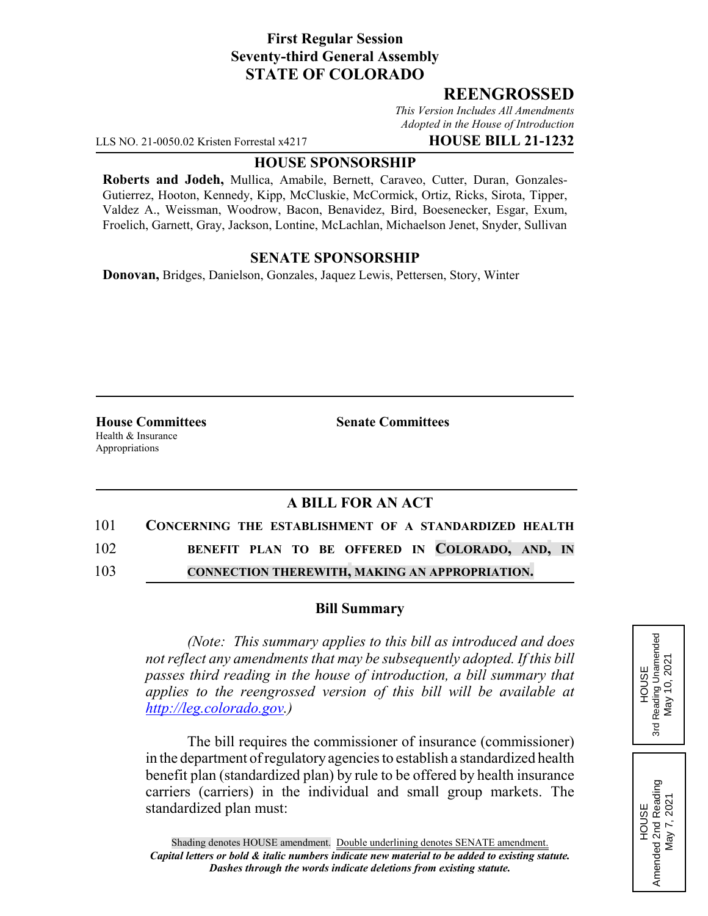**First Regular Session**
**Seventy-third General Assembly**
**STATE OF COLORADO**

## REENGROSSED

*This Version Includes All Amendments Adopted in the House of Introduction*

LLS NO. 21-0050.02 Kristen Forrestal x4217 **HOUSE BILL 21-1232**

**HOUSE SPONSORSHIP**

**Roberts and Jodeh,** Mullica, Amabile, Bernett, Caraveo, Cutter, Duran, Gonzales-Gutierrez, Hooton, Kennedy, Kipp, McCluskie, McCormick, Ortiz, Ricks, Sirota, Tipper, Valdez A., Weissman, Woodrow, Bacon, Benavidez, Bird, Boesenecker, Esgar, Exum, Froelich, Garnett, Gray, Jackson, Lontine, McLachlan, Michaelson Jenet, Snyder, Sullivan

**SENATE SPONSORSHIP**

**Donovan,** Bridges, Danielson, Gonzales, Jaquez Lewis, Pettersen, Story, Winter

**House Committees**
Health & Insurance
Appropriations

**Senate Committees**

**A BILL FOR AN ACT**

101 CONCERNING THE ESTABLISHMENT OF A STANDARDIZED HEALTH
102 BENEFIT PLAN TO BE OFFERED IN COLORADO, AND, IN
103 CONNECTION THEREWITH, MAKING AN APPROPRIATION.

**Bill Summary**

*(Note: This summary applies to this bill as introduced and does not reflect any amendments that may be subsequently adopted. If this bill passes third reading in the house of introduction, a bill summary that applies to the reengrossed version of this bill will be available at http://leg.colorado.gov.)*

The bill requires the commissioner of insurance (commissioner) in the department of regulatory agencies to establish a standardized health benefit plan (standardized plan) by rule to be offered by health insurance carriers (carriers) in the individual and small group markets. The standardized plan must:

HOUSE
3rd Reading Unamended
May 10, 2021

HOUSE
Amended 2nd Reading
May 7, 2021

Shading denotes HOUSE amendment. Double underlining denotes SENATE amendment.
*Capital letters or bold & italic numbers indicate new material to be added to existing statute.*
*Dashes through the words indicate deletions from existing statute.*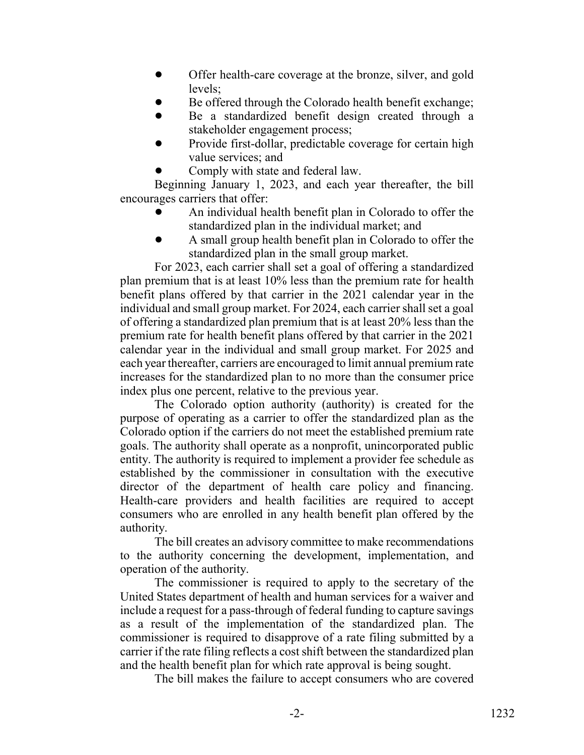- Offer health-care coverage at the bronze, silver, and gold levels;
- Be offered through the Colorado health benefit exchange;
- Be a standardized benefit design created through a stakeholder engagement process;
- Provide first-dollar, predictable coverage for certain high value services; and
- Comply with state and federal law.

Beginning January 1, 2023, and each year thereafter, the bill encourages carriers that offer:

- An individual health benefit plan in Colorado to offer the standardized plan in the individual market; and
- A small group health benefit plan in Colorado to offer the standardized plan in the small group market.

For 2023, each carrier shall set a goal of offering a standardized plan premium that is at least 10% less than the premium rate for health benefit plans offered by that carrier in the 2021 calendar year in the individual and small group market. For 2024, each carrier shall set a goal of offering a standardized plan premium that is at least 20% less than the premium rate for health benefit plans offered by that carrier in the 2021 calendar year in the individual and small group market. For 2025 and each year thereafter, carriers are encouraged to limit annual premium rate increases for the standardized plan to no more than the consumer price index plus one percent, relative to the previous year.

The Colorado option authority (authority) is created for the purpose of operating as a carrier to offer the standardized plan as the Colorado option if the carriers do not meet the established premium rate goals. The authority shall operate as a nonprofit, unincorporated public entity. The authority is required to implement a provider fee schedule as established by the commissioner in consultation with the executive director of the department of health care policy and financing. Health-care providers and health facilities are required to accept consumers who are enrolled in any health benefit plan offered by the authority.

The bill creates an advisory committee to make recommendations to the authority concerning the development, implementation, and operation of the authority.

The commissioner is required to apply to the secretary of the United States department of health and human services for a waiver and include a request for a pass-through of federal funding to capture savings as a result of the implementation of the standardized plan. The commissioner is required to disapprove of a rate filing submitted by a carrier if the rate filing reflects a cost shift between the standardized plan and the health benefit plan for which rate approval is being sought.

The bill makes the failure to accept consumers who are covered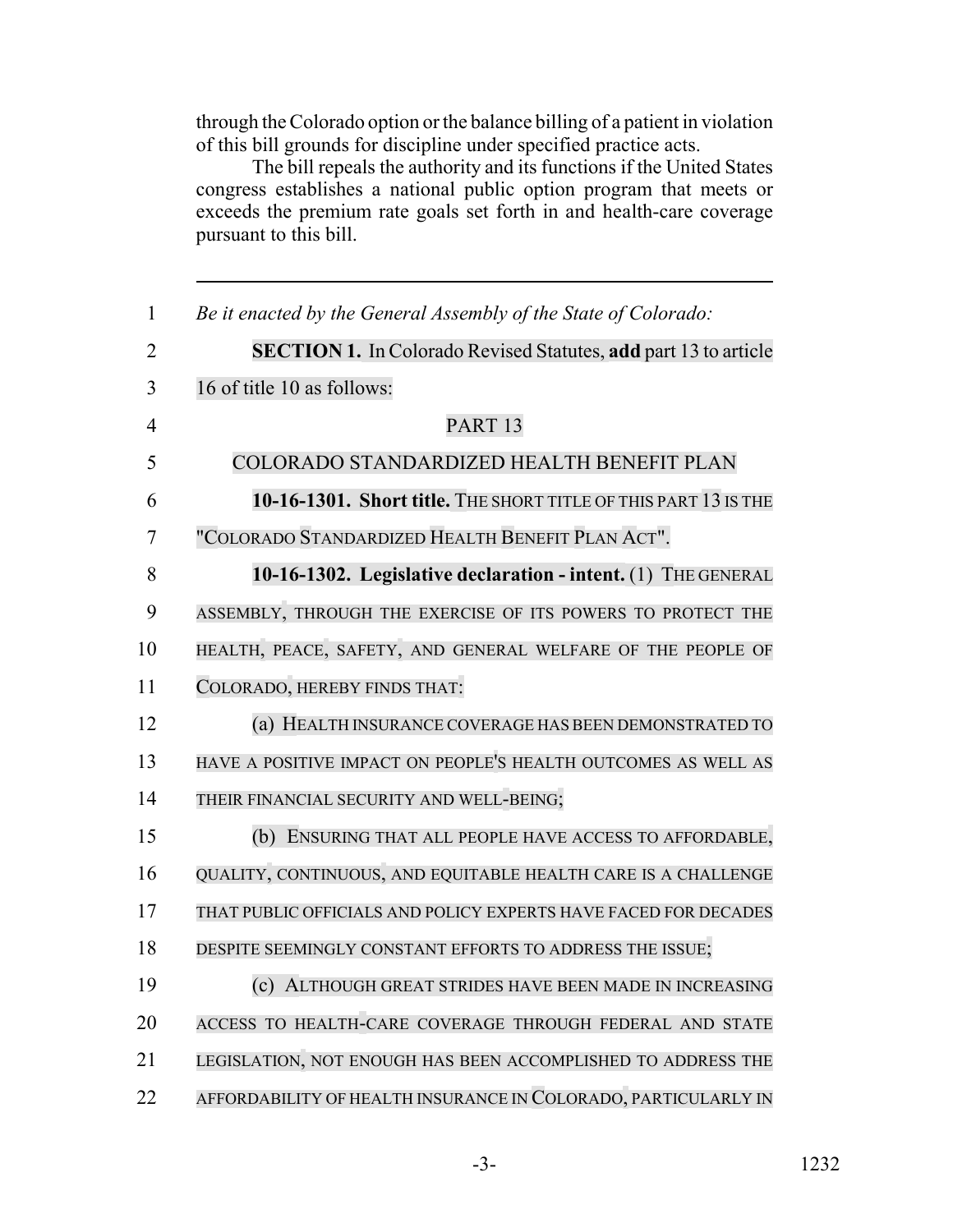through the Colorado option or the balance billing of a patient in violation of this bill grounds for discipline under specified practice acts.

The bill repeals the authority and its functions if the United States congress establishes a national public option program that meets or exceeds the premium rate goals set forth in and health-care coverage pursuant to this bill.

---

*Be it enacted by the General Assembly of the State of Colorado:*

**SECTION 1.** In Colorado Revised Statutes, **add** part 13 to article 16 of title 10 as follows:

PART 13

COLORADO STANDARDIZED HEALTH BENEFIT PLAN

**10-16-1301. Short title.** THE SHORT TITLE OF THIS PART 13 IS THE "COLORADO STANDARDIZED HEALTH BENEFIT PLAN ACT".

**10-16-1302. Legislative declaration - intent.** (1) THE GENERAL ASSEMBLY, THROUGH THE EXERCISE OF ITS POWERS TO PROTECT THE HEALTH, PEACE, SAFETY, AND GENERAL WELFARE OF THE PEOPLE OF COLORADO, HEREBY FINDS THAT:

(a) HEALTH INSURANCE COVERAGE HAS BEEN DEMONSTRATED TO HAVE A POSITIVE IMPACT ON PEOPLE'S HEALTH OUTCOMES AS WELL AS THEIR FINANCIAL SECURITY AND WELL-BEING;

(b) ENSURING THAT ALL PEOPLE HAVE ACCESS TO AFFORDABLE, QUALITY, CONTINUOUS, AND EQUITABLE HEALTH CARE IS A CHALLENGE THAT PUBLIC OFFICIALS AND POLICY EXPERTS HAVE FACED FOR DECADES DESPITE SEEMINGLY CONSTANT EFFORTS TO ADDRESS THE ISSUE;

(c) ALTHOUGH GREAT STRIDES HAVE BEEN MADE IN INCREASING ACCESS TO HEALTH-CARE COVERAGE THROUGH FEDERAL AND STATE LEGISLATION, NOT ENOUGH HAS BEEN ACCOMPLISHED TO ADDRESS THE AFFORDABILITY OF HEALTH INSURANCE IN COLORADO, PARTICULARLY IN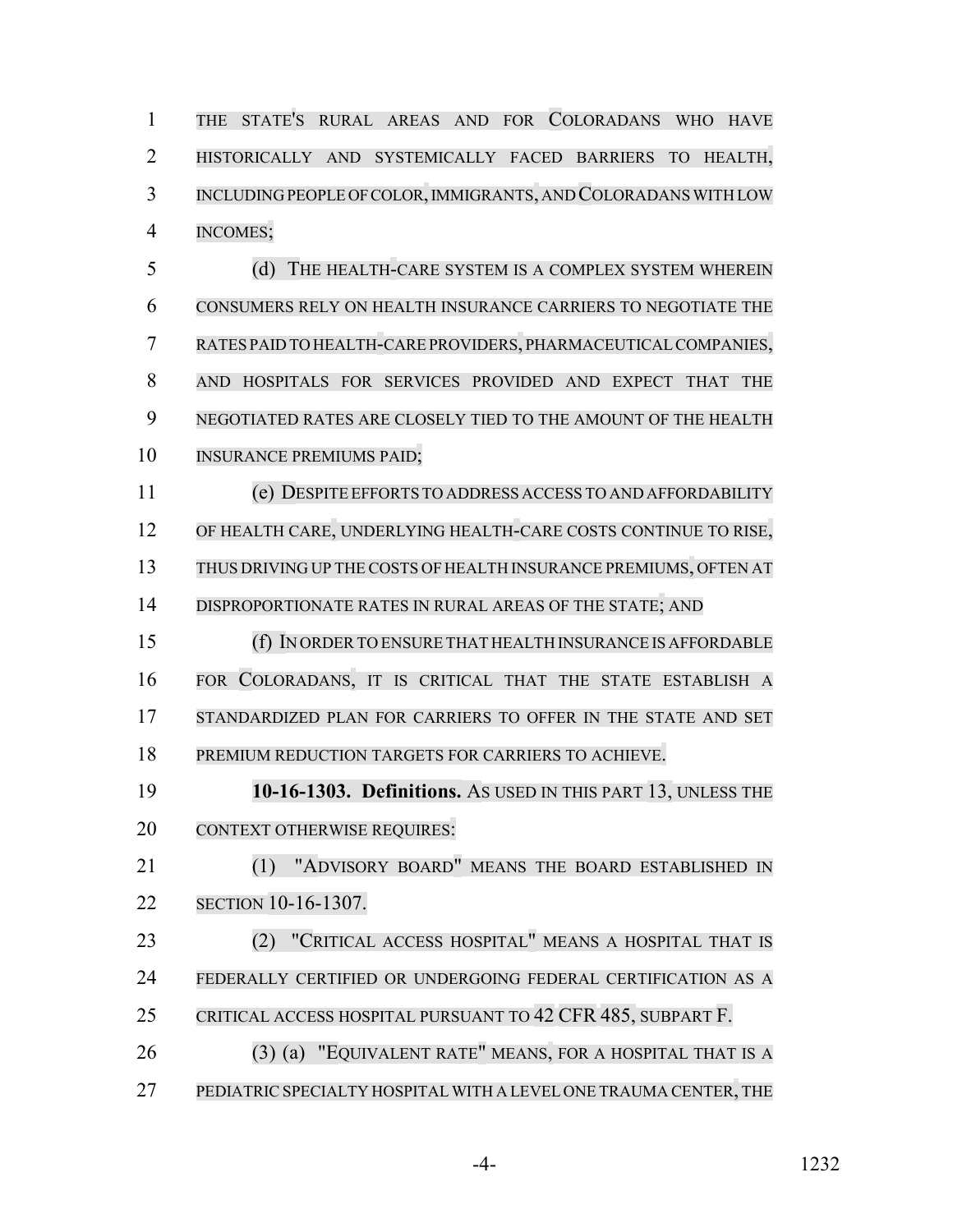THE STATE'S RURAL AREAS AND FOR COLORADANS WHO HAVE HISTORICALLY AND SYSTEMICALLY FACED BARRIERS TO HEALTH, INCLUDING PEOPLE OF COLOR, IMMIGRANTS, AND COLORADANS WITH LOW INCOMES;

(d) THE HEALTH-CARE SYSTEM IS A COMPLEX SYSTEM WHEREIN CONSUMERS RELY ON HEALTH INSURANCE CARRIERS TO NEGOTIATE THE RATES PAID TO HEALTH-CARE PROVIDERS, PHARMACEUTICAL COMPANIES, AND HOSPITALS FOR SERVICES PROVIDED AND EXPECT THAT THE NEGOTIATED RATES ARE CLOSELY TIED TO THE AMOUNT OF THE HEALTH INSURANCE PREMIUMS PAID;

(e) DESPITE EFFORTS TO ADDRESS ACCESS TO AND AFFORDABILITY OF HEALTH CARE, UNDERLYING HEALTH-CARE COSTS CONTINUE TO RISE, THUS DRIVING UP THE COSTS OF HEALTH INSURANCE PREMIUMS, OFTEN AT DISPROPORTIONATE RATES IN RURAL AREAS OF THE STATE; AND

(f) IN ORDER TO ENSURE THAT HEALTH INSURANCE IS AFFORDABLE FOR COLORADANS, IT IS CRITICAL THAT THE STATE ESTABLISH A STANDARDIZED PLAN FOR CARRIERS TO OFFER IN THE STATE AND SET PREMIUM REDUCTION TARGETS FOR CARRIERS TO ACHIEVE.

**10-16-1303. Definitions.** AS USED IN THIS PART 13, UNLESS THE CONTEXT OTHERWISE REQUIRES:

(1) "ADVISORY BOARD" MEANS THE BOARD ESTABLISHED IN SECTION 10-16-1307.

(2) "CRITICAL ACCESS HOSPITAL" MEANS A HOSPITAL THAT IS FEDERALLY CERTIFIED OR UNDERGOING FEDERAL CERTIFICATION AS A CRITICAL ACCESS HOSPITAL PURSUANT TO 42 CFR 485, SUBPART F.

(3) (a) "EQUIVALENT RATE" MEANS, FOR A HOSPITAL THAT IS A PEDIATRIC SPECIALTY HOSPITAL WITH A LEVEL ONE TRAUMA CENTER, THE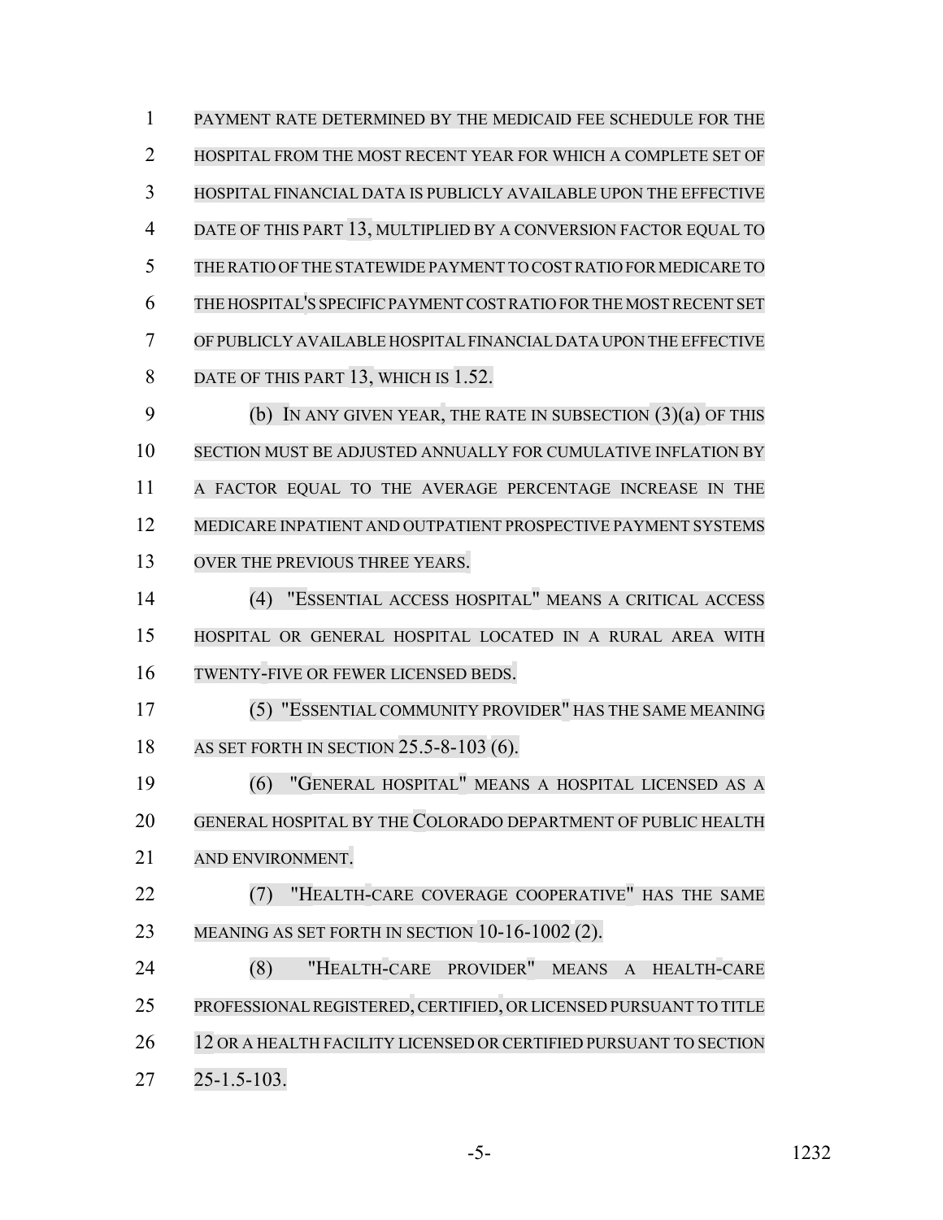PAYMENT RATE DETERMINED BY THE MEDICAID FEE SCHEDULE FOR THE HOSPITAL FROM THE MOST RECENT YEAR FOR WHICH A COMPLETE SET OF HOSPITAL FINANCIAL DATA IS PUBLICLY AVAILABLE UPON THE EFFECTIVE DATE OF THIS PART 13, MULTIPLIED BY A CONVERSION FACTOR EQUAL TO THE RATIO OF THE STATEWIDE PAYMENT TO COST RATIO FOR MEDICARE TO THE HOSPITAL'S SPECIFIC PAYMENT COST RATIO FOR THE MOST RECENT SET OF PUBLICLY AVAILABLE HOSPITAL FINANCIAL DATA UPON THE EFFECTIVE DATE OF THIS PART 13, WHICH IS 1.52.

(b) IN ANY GIVEN YEAR, THE RATE IN SUBSECTION (3)(a) OF THIS SECTION MUST BE ADJUSTED ANNUALLY FOR CUMULATIVE INFLATION BY A FACTOR EQUAL TO THE AVERAGE PERCENTAGE INCREASE IN THE MEDICARE INPATIENT AND OUTPATIENT PROSPECTIVE PAYMENT SYSTEMS OVER THE PREVIOUS THREE YEARS.

(4) "ESSENTIAL ACCESS HOSPITAL" MEANS A CRITICAL ACCESS HOSPITAL OR GENERAL HOSPITAL LOCATED IN A RURAL AREA WITH TWENTY-FIVE OR FEWER LICENSED BEDS.

(5) "ESSENTIAL COMMUNITY PROVIDER" HAS THE SAME MEANING AS SET FORTH IN SECTION 25.5-8-103 (6).

(6) "GENERAL HOSPITAL" MEANS A HOSPITAL LICENSED AS A GENERAL HOSPITAL BY THE COLORADO DEPARTMENT OF PUBLIC HEALTH AND ENVIRONMENT.

(7) "HEALTH-CARE COVERAGE COOPERATIVE" HAS THE SAME MEANING AS SET FORTH IN SECTION 10-16-1002 (2).

(8) "HEALTH-CARE PROVIDER" MEANS A HEALTH-CARE PROFESSIONAL REGISTERED, CERTIFIED, OR LICENSED PURSUANT TO TITLE 12 OR A HEALTH FACILITY LICENSED OR CERTIFIED PURSUANT TO SECTION 25-1.5-103.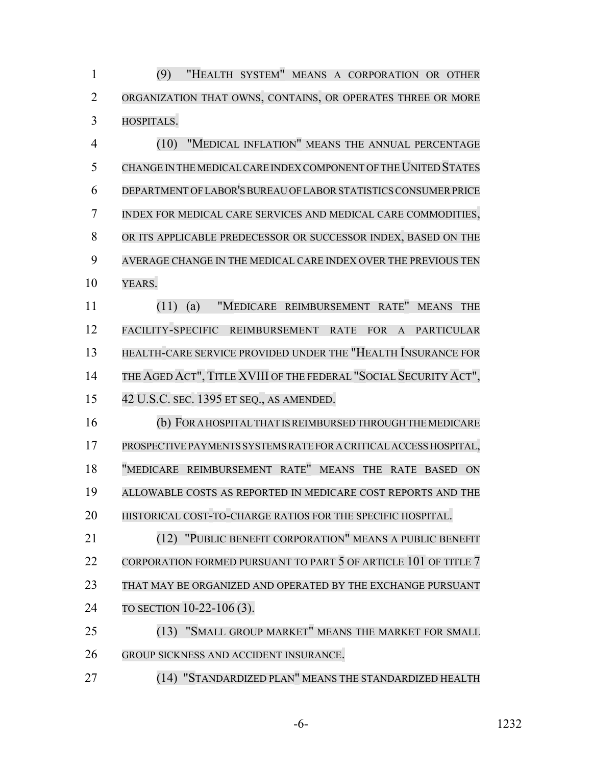(9) "HEALTH SYSTEM" MEANS A CORPORATION OR OTHER ORGANIZATION THAT OWNS, CONTAINS, OR OPERATES THREE OR MORE HOSPITALS.

(10) "MEDICAL INFLATION" MEANS THE ANNUAL PERCENTAGE CHANGE IN THE MEDICAL CARE INDEX COMPONENT OF THE UNITED STATES DEPARTMENT OF LABOR'S BUREAU OF LABOR STATISTICS CONSUMER PRICE INDEX FOR MEDICAL CARE SERVICES AND MEDICAL CARE COMMODITIES, OR ITS APPLICABLE PREDECESSOR OR SUCCESSOR INDEX, BASED ON THE AVERAGE CHANGE IN THE MEDICAL CARE INDEX OVER THE PREVIOUS TEN YEARS.

(11) (a) "MEDICARE REIMBURSEMENT RATE" MEANS THE FACILITY-SPECIFIC REIMBURSEMENT RATE FOR A PARTICULAR HEALTH-CARE SERVICE PROVIDED UNDER THE "HEALTH INSURANCE FOR THE AGED ACT", TITLE XVIII OF THE FEDERAL "SOCIAL SECURITY ACT", 42 U.S.C. SEC. 1395 ET SEQ., AS AMENDED.

(b) FOR A HOSPITAL THAT IS REIMBURSED THROUGH THE MEDICARE PROSPECTIVE PAYMENTS SYSTEMS RATE FOR A CRITICAL ACCESS HOSPITAL, "MEDICARE REIMBURSEMENT RATE" MEANS THE RATE BASED ON ALLOWABLE COSTS AS REPORTED IN MEDICARE COST REPORTS AND THE HISTORICAL COST-TO-CHARGE RATIOS FOR THE SPECIFIC HOSPITAL.

(12) "PUBLIC BENEFIT CORPORATION" MEANS A PUBLIC BENEFIT CORPORATION FORMED PURSUANT TO PART 5 OF ARTICLE 101 OF TITLE 7 THAT MAY BE ORGANIZED AND OPERATED BY THE EXCHANGE PURSUANT TO SECTION 10-22-106 (3).

(13) "SMALL GROUP MARKET" MEANS THE MARKET FOR SMALL GROUP SICKNESS AND ACCIDENT INSURANCE.

(14) "STANDARDIZED PLAN" MEANS THE STANDARDIZED HEALTH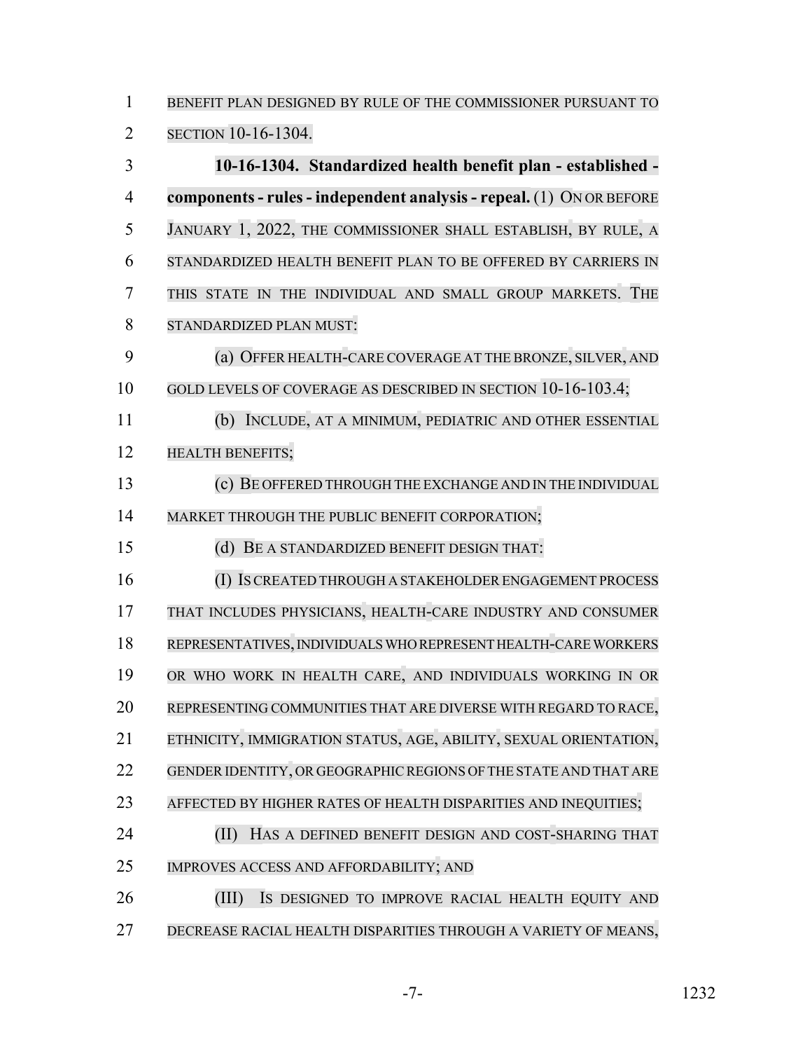BENEFIT PLAN DESIGNED BY RULE OF THE COMMISSIONER PURSUANT TO SECTION 10-16-1304.

**10-16-1304. Standardized health benefit plan - established - components - rules - independent analysis - repeal.** (1) ON OR BEFORE JANUARY 1, 2022, THE COMMISSIONER SHALL ESTABLISH, BY RULE, A STANDARDIZED HEALTH BENEFIT PLAN TO BE OFFERED BY CARRIERS IN THIS STATE IN THE INDIVIDUAL AND SMALL GROUP MARKETS. THE STANDARDIZED PLAN MUST:

(a) OFFER HEALTH-CARE COVERAGE AT THE BRONZE, SILVER, AND GOLD LEVELS OF COVERAGE AS DESCRIBED IN SECTION 10-16-103.4;

(b) INCLUDE, AT A MINIMUM, PEDIATRIC AND OTHER ESSENTIAL HEALTH BENEFITS;

(c) BE OFFERED THROUGH THE EXCHANGE AND IN THE INDIVIDUAL MARKET THROUGH THE PUBLIC BENEFIT CORPORATION;

(d) BE A STANDARDIZED BENEFIT DESIGN THAT:

(I) IS CREATED THROUGH A STAKEHOLDER ENGAGEMENT PROCESS THAT INCLUDES PHYSICIANS, HEALTH-CARE INDUSTRY AND CONSUMER REPRESENTATIVES, INDIVIDUALS WHO REPRESENT HEALTH-CARE WORKERS OR WHO WORK IN HEALTH CARE, AND INDIVIDUALS WORKING IN OR REPRESENTING COMMUNITIES THAT ARE DIVERSE WITH REGARD TO RACE, ETHNICITY, IMMIGRATION STATUS, AGE, ABILITY, SEXUAL ORIENTATION, GENDER IDENTITY, OR GEOGRAPHIC REGIONS OF THE STATE AND THAT ARE AFFECTED BY HIGHER RATES OF HEALTH DISPARITIES AND INEQUITIES;

(II) HAS A DEFINED BENEFIT DESIGN AND COST-SHARING THAT IMPROVES ACCESS AND AFFORDABILITY; AND

(III) IS DESIGNED TO IMPROVE RACIAL HEALTH EQUITY AND DECREASE RACIAL HEALTH DISPARITIES THROUGH A VARIETY OF MEANS,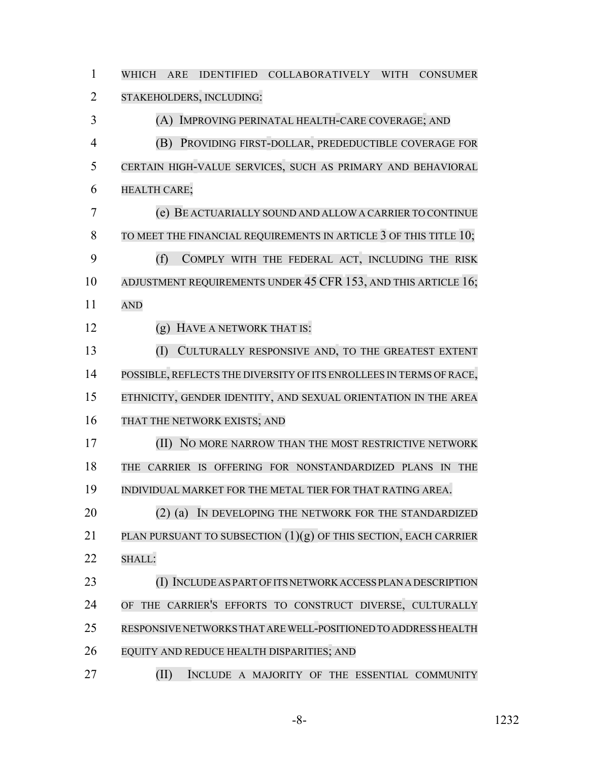WHICH ARE IDENTIFIED COLLABORATIVELY WITH CONSUMER STAKEHOLDERS, INCLUDING:

(A) IMPROVING PERINATAL HEALTH-CARE COVERAGE; AND

(B) PROVIDING FIRST-DOLLAR, PREDEDUCTIBLE COVERAGE FOR CERTAIN HIGH-VALUE SERVICES, SUCH AS PRIMARY AND BEHAVIORAL HEALTH CARE;

(e) BE ACTUARIALLY SOUND AND ALLOW A CARRIER TO CONTINUE TO MEET THE FINANCIAL REQUIREMENTS IN ARTICLE 3 OF THIS TITLE 10;

(f) COMPLY WITH THE FEDERAL ACT, INCLUDING THE RISK ADJUSTMENT REQUIREMENTS UNDER 45 CFR 153, AND THIS ARTICLE 16; AND

(g) HAVE A NETWORK THAT IS:

(I) CULTURALLY RESPONSIVE AND, TO THE GREATEST EXTENT POSSIBLE, REFLECTS THE DIVERSITY OF ITS ENROLLEES IN TERMS OF RACE, ETHNICITY, GENDER IDENTITY, AND SEXUAL ORIENTATION IN THE AREA THAT THE NETWORK EXISTS; AND

(II) NO MORE NARROW THAN THE MOST RESTRICTIVE NETWORK THE CARRIER IS OFFERING FOR NONSTANDARDIZED PLANS IN THE INDIVIDUAL MARKET FOR THE METAL TIER FOR THAT RATING AREA.

(2) (a) IN DEVELOPING THE NETWORK FOR THE STANDARDIZED PLAN PURSUANT TO SUBSECTION (1)(g) OF THIS SECTION, EACH CARRIER SHALL:

(I) INCLUDE AS PART OF ITS NETWORK ACCESS PLAN A DESCRIPTION OF THE CARRIER'S EFFORTS TO CONSTRUCT DIVERSE, CULTURALLY RESPONSIVE NETWORKS THAT ARE WELL-POSITIONED TO ADDRESS HEALTH EQUITY AND REDUCE HEALTH DISPARITIES; AND

(II) INCLUDE A MAJORITY OF THE ESSENTIAL COMMUNITY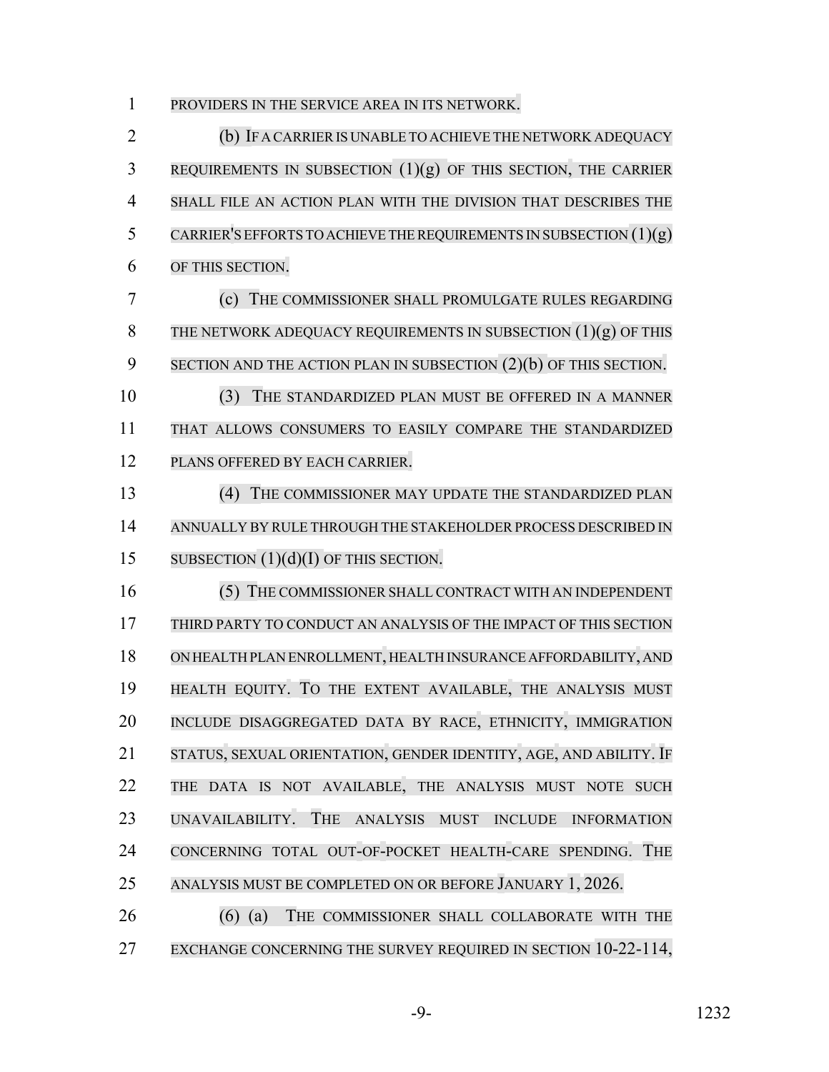PROVIDERS IN THE SERVICE AREA IN ITS NETWORK.

(b) IF A CARRIER IS UNABLE TO ACHIEVE THE NETWORK ADEQUACY REQUIREMENTS IN SUBSECTION (1)(g) OF THIS SECTION, THE CARRIER SHALL FILE AN ACTION PLAN WITH THE DIVISION THAT DESCRIBES THE CARRIER'S EFFORTS TO ACHIEVE THE REQUIREMENTS IN SUBSECTION (1)(g) OF THIS SECTION.

(c) THE COMMISSIONER SHALL PROMULGATE RULES REGARDING THE NETWORK ADEQUACY REQUIREMENTS IN SUBSECTION (1)(g) OF THIS SECTION AND THE ACTION PLAN IN SUBSECTION (2)(b) OF THIS SECTION.

(3) THE STANDARDIZED PLAN MUST BE OFFERED IN A MANNER THAT ALLOWS CONSUMERS TO EASILY COMPARE THE STANDARDIZED PLANS OFFERED BY EACH CARRIER.

(4) THE COMMISSIONER MAY UPDATE THE STANDARDIZED PLAN ANNUALLY BY RULE THROUGH THE STAKEHOLDER PROCESS DESCRIBED IN SUBSECTION (1)(d)(I) OF THIS SECTION.

(5) THE COMMISSIONER SHALL CONTRACT WITH AN INDEPENDENT THIRD PARTY TO CONDUCT AN ANALYSIS OF THE IMPACT OF THIS SECTION ON HEALTH PLAN ENROLLMENT, HEALTH INSURANCE AFFORDABILITY, AND HEALTH EQUITY. TO THE EXTENT AVAILABLE, THE ANALYSIS MUST INCLUDE DISAGGREGATED DATA BY RACE, ETHNICITY, IMMIGRATION STATUS, SEXUAL ORIENTATION, GENDER IDENTITY, AGE, AND ABILITY. IF THE DATA IS NOT AVAILABLE, THE ANALYSIS MUST NOTE SUCH UNAVAILABILITY. THE ANALYSIS MUST INCLUDE INFORMATION CONCERNING TOTAL OUT-OF-POCKET HEALTH-CARE SPENDING. THE ANALYSIS MUST BE COMPLETED ON OR BEFORE JANUARY 1, 2026.

(6) (a) THE COMMISSIONER SHALL COLLABORATE WITH THE EXCHANGE CONCERNING THE SURVEY REQUIRED IN SECTION 10-22-114,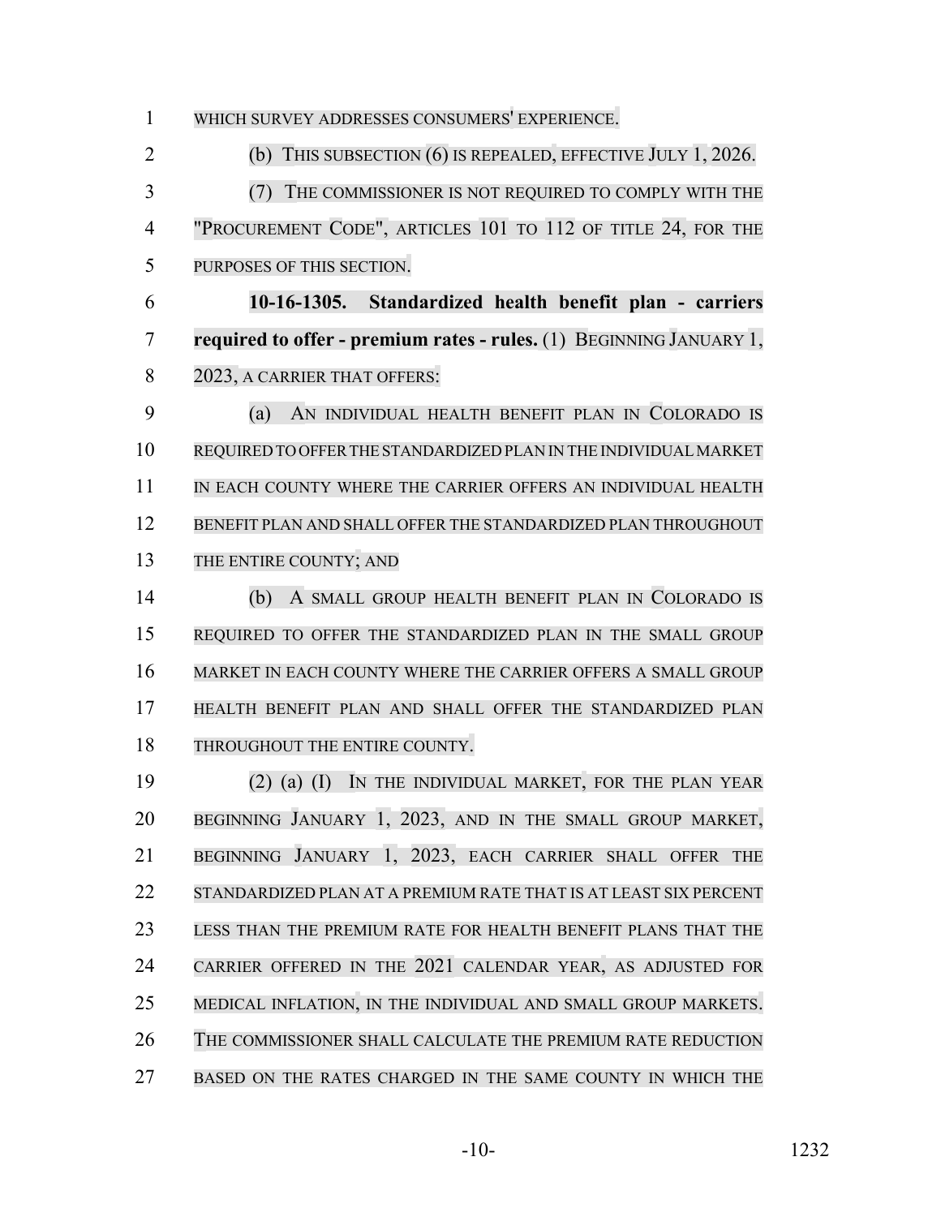WHICH SURVEY ADDRESSES CONSUMERS' EXPERIENCE.

(b) THIS SUBSECTION (6) IS REPEALED, EFFECTIVE JULY 1, 2026.

(7) THE COMMISSIONER IS NOT REQUIRED TO COMPLY WITH THE "PROCUREMENT CODE", ARTICLES 101 TO 112 OF TITLE 24, FOR THE PURPOSES OF THIS SECTION.

**10-16-1305. Standardized health benefit plan - carriers required to offer - premium rates - rules.** (1) BEGINNING JANUARY 1, 2023, A CARRIER THAT OFFERS:

(a) AN INDIVIDUAL HEALTH BENEFIT PLAN IN COLORADO IS REQUIRED TO OFFER THE STANDARDIZED PLAN IN THE INDIVIDUAL MARKET IN EACH COUNTY WHERE THE CARRIER OFFERS AN INDIVIDUAL HEALTH BENEFIT PLAN AND SHALL OFFER THE STANDARDIZED PLAN THROUGHOUT THE ENTIRE COUNTY; AND

(b) A SMALL GROUP HEALTH BENEFIT PLAN IN COLORADO IS REQUIRED TO OFFER THE STANDARDIZED PLAN IN THE SMALL GROUP MARKET IN EACH COUNTY WHERE THE CARRIER OFFERS A SMALL GROUP HEALTH BENEFIT PLAN AND SHALL OFFER THE STANDARDIZED PLAN THROUGHOUT THE ENTIRE COUNTY.

(2) (a) (I) IN THE INDIVIDUAL MARKET, FOR THE PLAN YEAR BEGINNING JANUARY 1, 2023, AND IN THE SMALL GROUP MARKET, BEGINNING JANUARY 1, 2023, EACH CARRIER SHALL OFFER THE STANDARDIZED PLAN AT A PREMIUM RATE THAT IS AT LEAST SIX PERCENT LESS THAN THE PREMIUM RATE FOR HEALTH BENEFIT PLANS THAT THE CARRIER OFFERED IN THE 2021 CALENDAR YEAR, AS ADJUSTED FOR MEDICAL INFLATION, IN THE INDIVIDUAL AND SMALL GROUP MARKETS. THE COMMISSIONER SHALL CALCULATE THE PREMIUM RATE REDUCTION BASED ON THE RATES CHARGED IN THE SAME COUNTY IN WHICH THE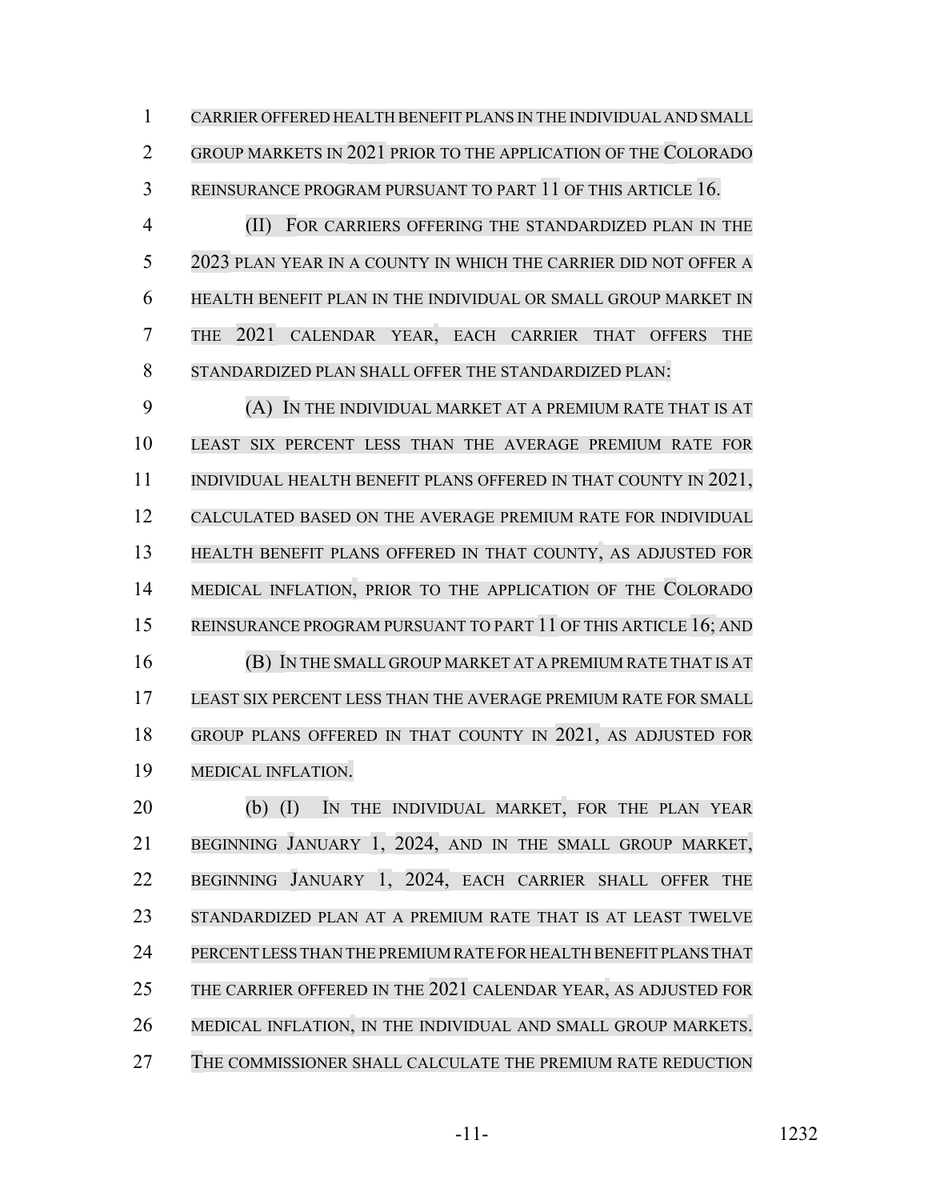CARRIER OFFERED HEALTH BENEFIT PLANS IN THE INDIVIDUAL AND SMALL GROUP MARKETS IN 2021 PRIOR TO THE APPLICATION OF THE COLORADO REINSURANCE PROGRAM PURSUANT TO PART 11 OF THIS ARTICLE 16.

(II) FOR CARRIERS OFFERING THE STANDARDIZED PLAN IN THE 2023 PLAN YEAR IN A COUNTY IN WHICH THE CARRIER DID NOT OFFER A HEALTH BENEFIT PLAN IN THE INDIVIDUAL OR SMALL GROUP MARKET IN THE 2021 CALENDAR YEAR, EACH CARRIER THAT OFFERS THE STANDARDIZED PLAN SHALL OFFER THE STANDARDIZED PLAN:

(A) IN THE INDIVIDUAL MARKET AT A PREMIUM RATE THAT IS AT LEAST SIX PERCENT LESS THAN THE AVERAGE PREMIUM RATE FOR INDIVIDUAL HEALTH BENEFIT PLANS OFFERED IN THAT COUNTY IN 2021, CALCULATED BASED ON THE AVERAGE PREMIUM RATE FOR INDIVIDUAL HEALTH BENEFIT PLANS OFFERED IN THAT COUNTY, AS ADJUSTED FOR MEDICAL INFLATION, PRIOR TO THE APPLICATION OF THE COLORADO REINSURANCE PROGRAM PURSUANT TO PART 11 OF THIS ARTICLE 16; AND

(B) IN THE SMALL GROUP MARKET AT A PREMIUM RATE THAT IS AT LEAST SIX PERCENT LESS THAN THE AVERAGE PREMIUM RATE FOR SMALL GROUP PLANS OFFERED IN THAT COUNTY IN 2021, AS ADJUSTED FOR MEDICAL INFLATION.

(b) (I) IN THE INDIVIDUAL MARKET, FOR THE PLAN YEAR BEGINNING JANUARY 1, 2024, AND IN THE SMALL GROUP MARKET, BEGINNING JANUARY 1, 2024, EACH CARRIER SHALL OFFER THE STANDARDIZED PLAN AT A PREMIUM RATE THAT IS AT LEAST TWELVE PERCENT LESS THAN THE PREMIUM RATE FOR HEALTH BENEFIT PLANS THAT THE CARRIER OFFERED IN THE 2021 CALENDAR YEAR, AS ADJUSTED FOR MEDICAL INFLATION, IN THE INDIVIDUAL AND SMALL GROUP MARKETS. THE COMMISSIONER SHALL CALCULATE THE PREMIUM RATE REDUCTION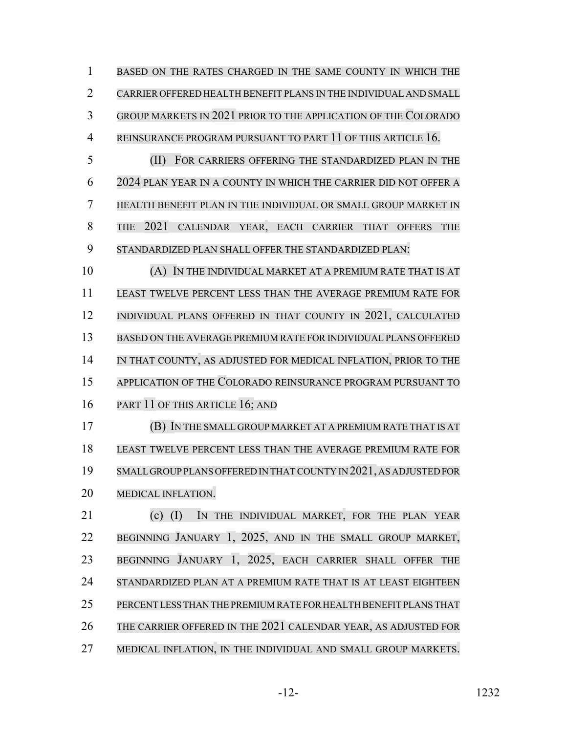BASED ON THE RATES CHARGED IN THE SAME COUNTY IN WHICH THE CARRIER OFFERED HEALTH BENEFIT PLANS IN THE INDIVIDUAL AND SMALL GROUP MARKETS IN 2021 PRIOR TO THE APPLICATION OF THE COLORADO REINSURANCE PROGRAM PURSUANT TO PART 11 OF THIS ARTICLE 16.

(II) FOR CARRIERS OFFERING THE STANDARDIZED PLAN IN THE 2024 PLAN YEAR IN A COUNTY IN WHICH THE CARRIER DID NOT OFFER A HEALTH BENEFIT PLAN IN THE INDIVIDUAL OR SMALL GROUP MARKET IN THE 2021 CALENDAR YEAR, EACH CARRIER THAT OFFERS THE STANDARDIZED PLAN SHALL OFFER THE STANDARDIZED PLAN:

(A) IN THE INDIVIDUAL MARKET AT A PREMIUM RATE THAT IS AT LEAST TWELVE PERCENT LESS THAN THE AVERAGE PREMIUM RATE FOR INDIVIDUAL PLANS OFFERED IN THAT COUNTY IN 2021, CALCULATED BASED ON THE AVERAGE PREMIUM RATE FOR INDIVIDUAL PLANS OFFERED IN THAT COUNTY, AS ADJUSTED FOR MEDICAL INFLATION, PRIOR TO THE APPLICATION OF THE COLORADO REINSURANCE PROGRAM PURSUANT TO PART 11 OF THIS ARTICLE 16; AND

(B) IN THE SMALL GROUP MARKET AT A PREMIUM RATE THAT IS AT LEAST TWELVE PERCENT LESS THAN THE AVERAGE PREMIUM RATE FOR SMALL GROUP PLANS OFFERED IN THAT COUNTY IN 2021, AS ADJUSTED FOR MEDICAL INFLATION.

(c) (I) IN THE INDIVIDUAL MARKET, FOR THE PLAN YEAR BEGINNING JANUARY 1, 2025, AND IN THE SMALL GROUP MARKET, BEGINNING JANUARY 1, 2025, EACH CARRIER SHALL OFFER THE STANDARDIZED PLAN AT A PREMIUM RATE THAT IS AT LEAST EIGHTEEN PERCENT LESS THAN THE PREMIUM RATE FOR HEALTH BENEFIT PLANS THAT THE CARRIER OFFERED IN THE 2021 CALENDAR YEAR, AS ADJUSTED FOR MEDICAL INFLATION, IN THE INDIVIDUAL AND SMALL GROUP MARKETS.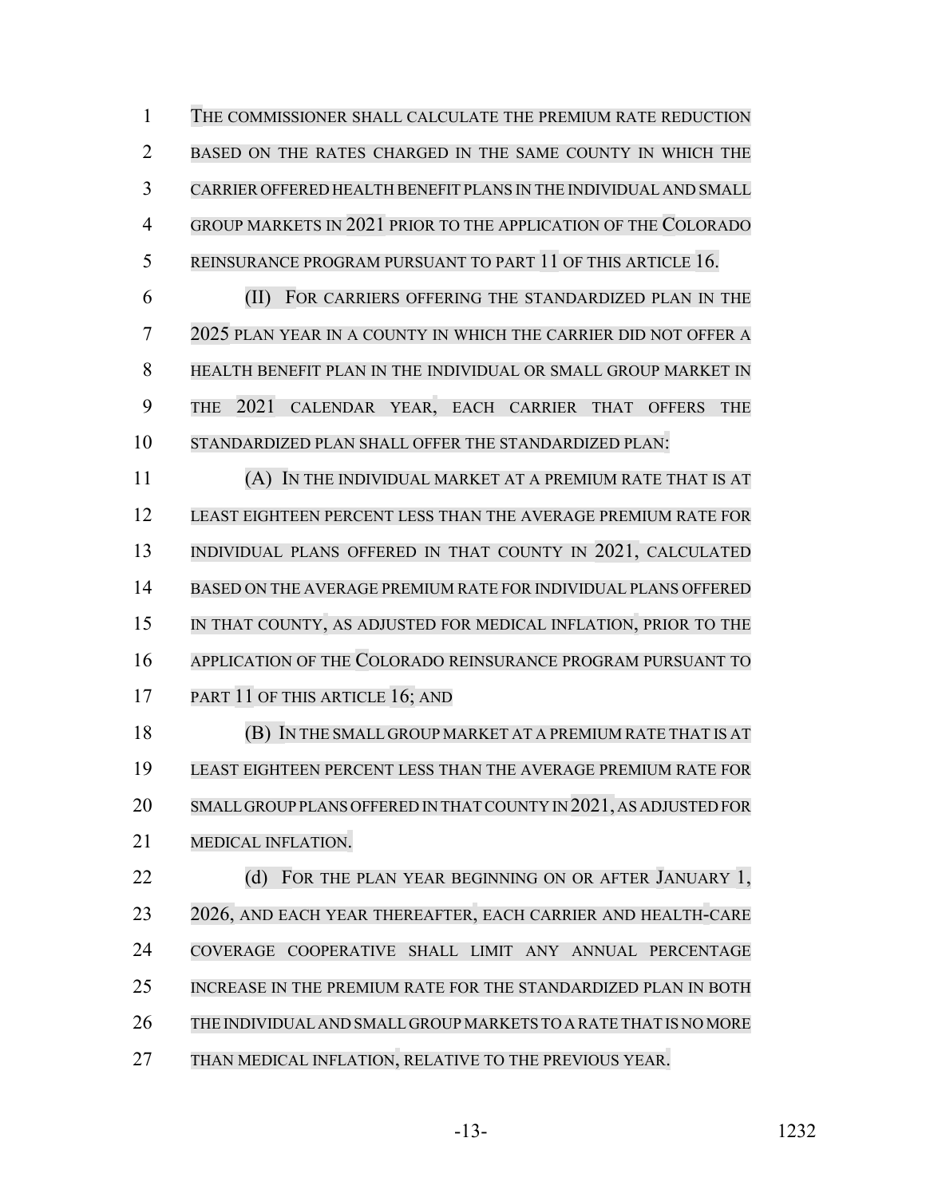THE COMMISSIONER SHALL CALCULATE THE PREMIUM RATE REDUCTION BASED ON THE RATES CHARGED IN THE SAME COUNTY IN WHICH THE CARRIER OFFERED HEALTH BENEFIT PLANS IN THE INDIVIDUAL AND SMALL GROUP MARKETS IN 2021 PRIOR TO THE APPLICATION OF THE COLORADO REINSURANCE PROGRAM PURSUANT TO PART 11 OF THIS ARTICLE 16.

(II) FOR CARRIERS OFFERING THE STANDARDIZED PLAN IN THE 2025 PLAN YEAR IN A COUNTY IN WHICH THE CARRIER DID NOT OFFER A HEALTH BENEFIT PLAN IN THE INDIVIDUAL OR SMALL GROUP MARKET IN THE 2021 CALENDAR YEAR, EACH CARRIER THAT OFFERS THE STANDARDIZED PLAN SHALL OFFER THE STANDARDIZED PLAN:

(A) IN THE INDIVIDUAL MARKET AT A PREMIUM RATE THAT IS AT LEAST EIGHTEEN PERCENT LESS THAN THE AVERAGE PREMIUM RATE FOR INDIVIDUAL PLANS OFFERED IN THAT COUNTY IN 2021, CALCULATED BASED ON THE AVERAGE PREMIUM RATE FOR INDIVIDUAL PLANS OFFERED IN THAT COUNTY, AS ADJUSTED FOR MEDICAL INFLATION, PRIOR TO THE APPLICATION OF THE COLORADO REINSURANCE PROGRAM PURSUANT TO PART 11 OF THIS ARTICLE 16; AND

(B) IN THE SMALL GROUP MARKET AT A PREMIUM RATE THAT IS AT LEAST EIGHTEEN PERCENT LESS THAN THE AVERAGE PREMIUM RATE FOR SMALL GROUP PLANS OFFERED IN THAT COUNTY IN 2021, AS ADJUSTED FOR MEDICAL INFLATION.

(d) FOR THE PLAN YEAR BEGINNING ON OR AFTER JANUARY 1, 2026, AND EACH YEAR THEREAFTER, EACH CARRIER AND HEALTH-CARE COVERAGE COOPERATIVE SHALL LIMIT ANY ANNUAL PERCENTAGE INCREASE IN THE PREMIUM RATE FOR THE STANDARDIZED PLAN IN BOTH THE INDIVIDUAL AND SMALL GROUP MARKETS TO A RATE THAT IS NO MORE THAN MEDICAL INFLATION, RELATIVE TO THE PREVIOUS YEAR.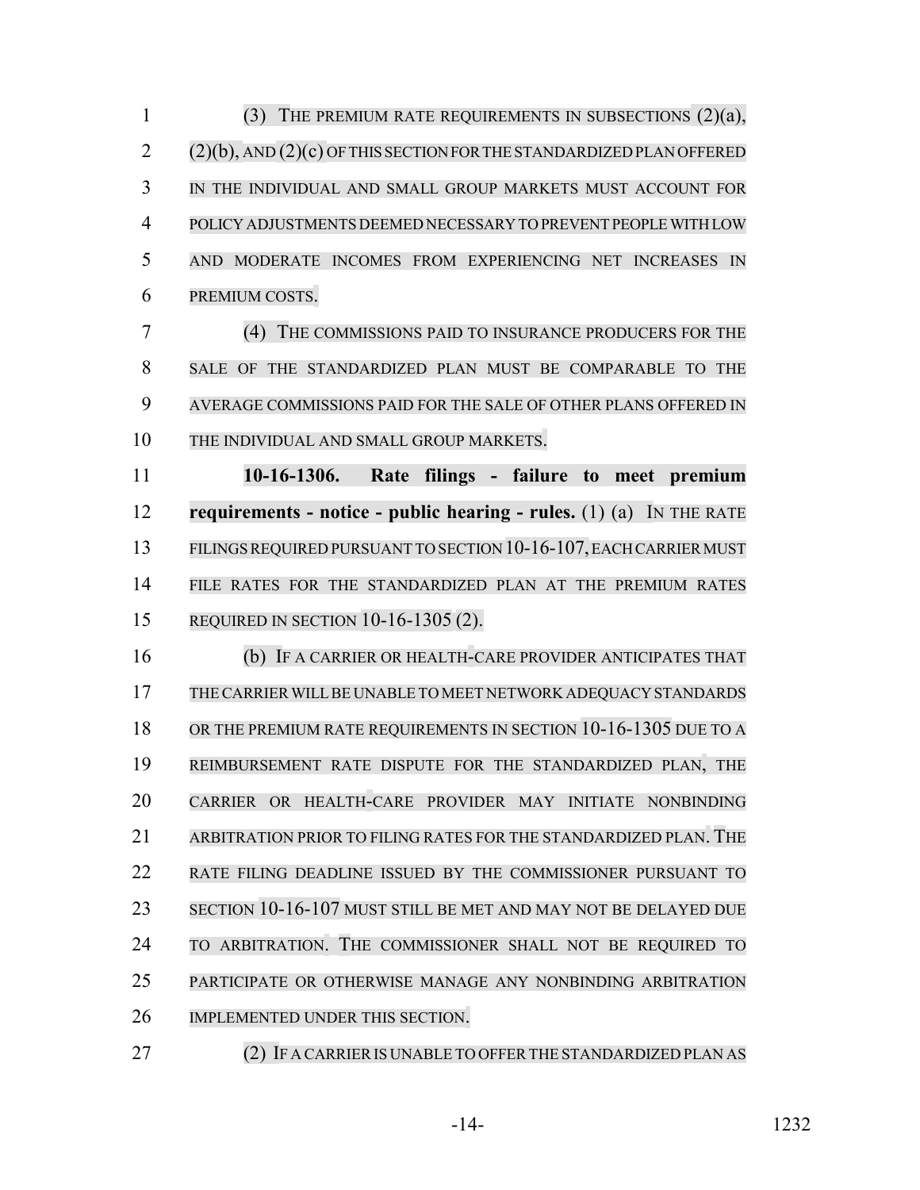(3) THE PREMIUM RATE REQUIREMENTS IN SUBSECTIONS (2)(a), (2)(b), AND (2)(c) OF THIS SECTION FOR THE STANDARDIZED PLAN OFFERED IN THE INDIVIDUAL AND SMALL GROUP MARKETS MUST ACCOUNT FOR POLICY ADJUSTMENTS DEEMED NECESSARY TO PREVENT PEOPLE WITH LOW AND MODERATE INCOMES FROM EXPERIENCING NET INCREASES IN PREMIUM COSTS.

(4) THE COMMISSIONS PAID TO INSURANCE PRODUCERS FOR THE SALE OF THE STANDARDIZED PLAN MUST BE COMPARABLE TO THE AVERAGE COMMISSIONS PAID FOR THE SALE OF OTHER PLANS OFFERED IN THE INDIVIDUAL AND SMALL GROUP MARKETS.

**10-16-1306. Rate filings - failure to meet premium requirements - notice - public hearing - rules.** (1) (a) IN THE RATE FILINGS REQUIRED PURSUANT TO SECTION 10-16-107, EACH CARRIER MUST FILE RATES FOR THE STANDARDIZED PLAN AT THE PREMIUM RATES REQUIRED IN SECTION 10-16-1305 (2).

(b) IF A CARRIER OR HEALTH-CARE PROVIDER ANTICIPATES THAT THE CARRIER WILL BE UNABLE TO MEET NETWORK ADEQUACY STANDARDS OR THE PREMIUM RATE REQUIREMENTS IN SECTION 10-16-1305 DUE TO A REIMBURSEMENT RATE DISPUTE FOR THE STANDARDIZED PLAN, THE CARRIER OR HEALTH-CARE PROVIDER MAY INITIATE NONBINDING ARBITRATION PRIOR TO FILING RATES FOR THE STANDARDIZED PLAN. THE RATE FILING DEADLINE ISSUED BY THE COMMISSIONER PURSUANT TO SECTION 10-16-107 MUST STILL BE MET AND MAY NOT BE DELAYED DUE TO ARBITRATION. THE COMMISSIONER SHALL NOT BE REQUIRED TO PARTICIPATE OR OTHERWISE MANAGE ANY NONBINDING ARBITRATION IMPLEMENTED UNDER THIS SECTION.

(2) IF A CARRIER IS UNABLE TO OFFER THE STANDARDIZED PLAN AS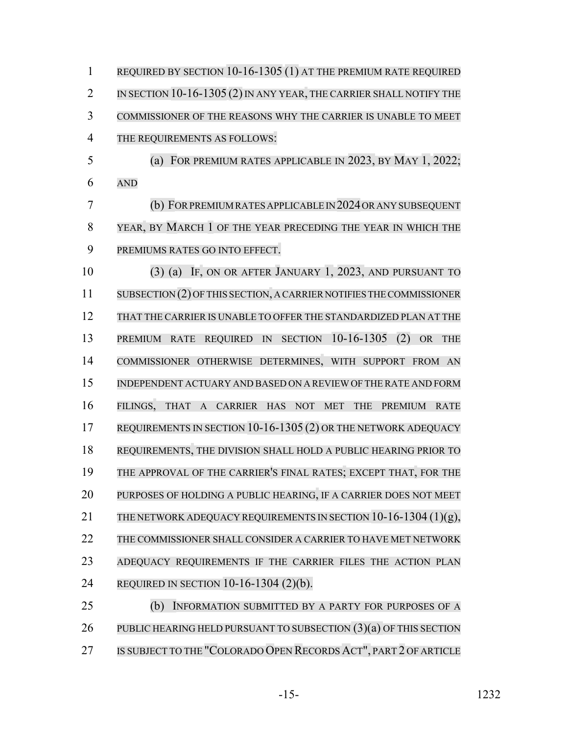REQUIRED BY SECTION 10-16-1305 (1) AT THE PREMIUM RATE REQUIRED IN SECTION 10-16-1305 (2) IN ANY YEAR, THE CARRIER SHALL NOTIFY THE COMMISSIONER OF THE REASONS WHY THE CARRIER IS UNABLE TO MEET THE REQUIREMENTS AS FOLLOWS:

(a) FOR PREMIUM RATES APPLICABLE IN 2023, BY MAY 1, 2022; AND

(b) FOR PREMIUM RATES APPLICABLE IN 2024 OR ANY SUBSEQUENT YEAR, BY MARCH 1 OF THE YEAR PRECEDING THE YEAR IN WHICH THE PREMIUMS RATES GO INTO EFFECT.

(3) (a) IF, ON OR AFTER JANUARY 1, 2023, AND PURSUANT TO SUBSECTION (2) OF THIS SECTION, A CARRIER NOTIFIES THE COMMISSIONER THAT THE CARRIER IS UNABLE TO OFFER THE STANDARDIZED PLAN AT THE PREMIUM RATE REQUIRED IN SECTION 10-16-1305 (2) OR THE COMMISSIONER OTHERWISE DETERMINES, WITH SUPPORT FROM AN INDEPENDENT ACTUARY AND BASED ON A REVIEW OF THE RATE AND FORM FILINGS, THAT A CARRIER HAS NOT MET THE PREMIUM RATE REQUIREMENTS IN SECTION 10-16-1305 (2) OR THE NETWORK ADEQUACY REQUIREMENTS, THE DIVISION SHALL HOLD A PUBLIC HEARING PRIOR TO THE APPROVAL OF THE CARRIER'S FINAL RATES; EXCEPT THAT, FOR THE PURPOSES OF HOLDING A PUBLIC HEARING, IF A CARRIER DOES NOT MEET THE NETWORK ADEQUACY REQUIREMENTS IN SECTION 10-16-1304 (1)(g), THE COMMISSIONER SHALL CONSIDER A CARRIER TO HAVE MET NETWORK ADEQUACY REQUIREMENTS IF THE CARRIER FILES THE ACTION PLAN REQUIRED IN SECTION 10-16-1304 (2)(b).

(b) INFORMATION SUBMITTED BY A PARTY FOR PURPOSES OF A PUBLIC HEARING HELD PURSUANT TO SUBSECTION (3)(a) OF THIS SECTION IS SUBJECT TO THE "COLORADO OPEN RECORDS ACT", PART 2 OF ARTICLE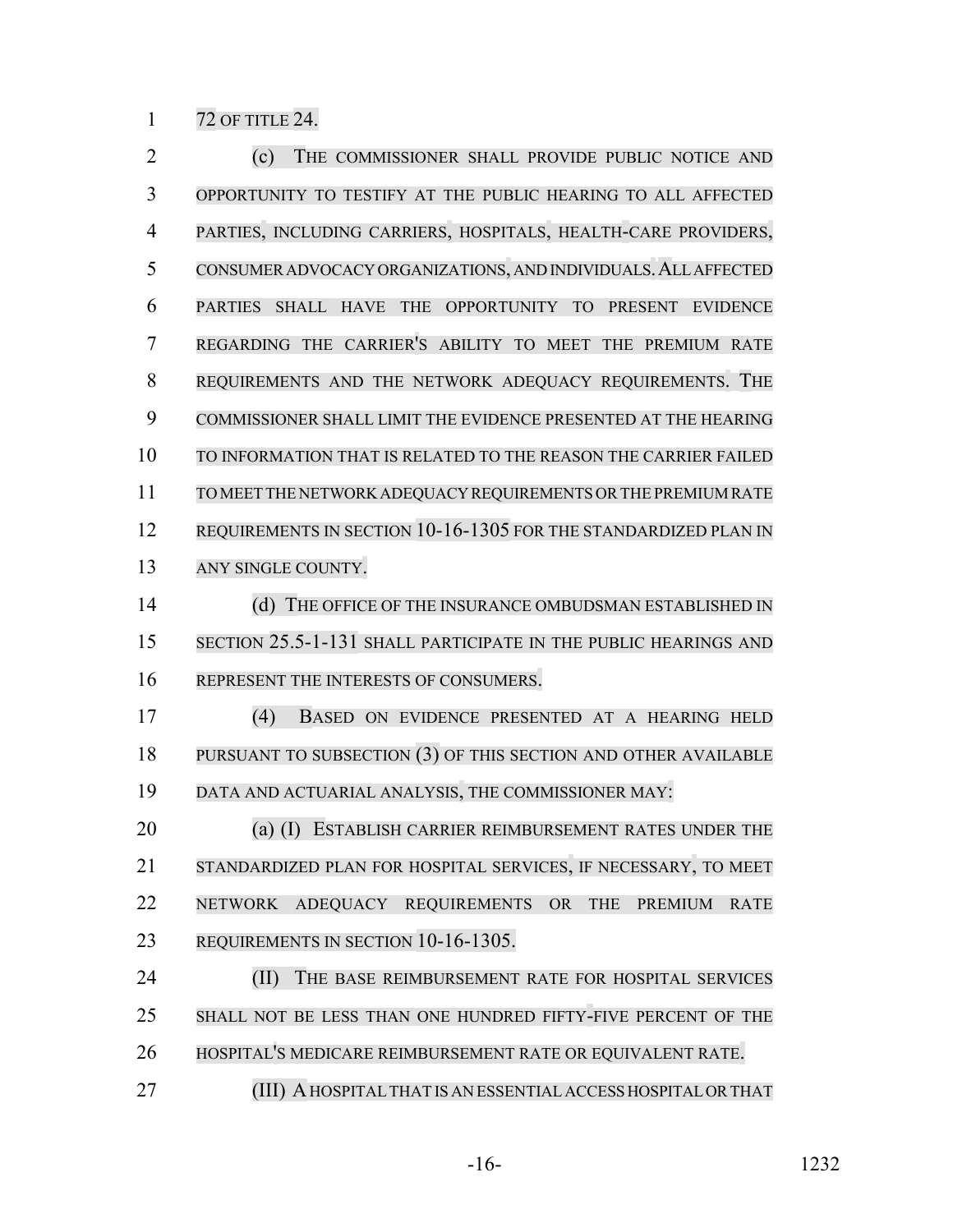72 OF TITLE 24.

(c) THE COMMISSIONER SHALL PROVIDE PUBLIC NOTICE AND OPPORTUNITY TO TESTIFY AT THE PUBLIC HEARING TO ALL AFFECTED PARTIES, INCLUDING CARRIERS, HOSPITALS, HEALTH-CARE PROVIDERS, CONSUMER ADVOCACY ORGANIZATIONS, AND INDIVIDUALS. ALL AFFECTED PARTIES SHALL HAVE THE OPPORTUNITY TO PRESENT EVIDENCE REGARDING THE CARRIER'S ABILITY TO MEET THE PREMIUM RATE REQUIREMENTS AND THE NETWORK ADEQUACY REQUIREMENTS. THE COMMISSIONER SHALL LIMIT THE EVIDENCE PRESENTED AT THE HEARING TO INFORMATION THAT IS RELATED TO THE REASON THE CARRIER FAILED TO MEET THE NETWORK ADEQUACY REQUIREMENTS OR THE PREMIUM RATE REQUIREMENTS IN SECTION 10-16-1305 FOR THE STANDARDIZED PLAN IN ANY SINGLE COUNTY.

(d) THE OFFICE OF THE INSURANCE OMBUDSMAN ESTABLISHED IN SECTION 25.5-1-131 SHALL PARTICIPATE IN THE PUBLIC HEARINGS AND REPRESENT THE INTERESTS OF CONSUMERS.

(4) BASED ON EVIDENCE PRESENTED AT A HEARING HELD PURSUANT TO SUBSECTION (3) OF THIS SECTION AND OTHER AVAILABLE DATA AND ACTUARIAL ANALYSIS, THE COMMISSIONER MAY:

(a) (I) ESTABLISH CARRIER REIMBURSEMENT RATES UNDER THE STANDARDIZED PLAN FOR HOSPITAL SERVICES, IF NECESSARY, TO MEET NETWORK ADEQUACY REQUIREMENTS OR THE PREMIUM RATE REQUIREMENTS IN SECTION 10-16-1305.

(II) THE BASE REIMBURSEMENT RATE FOR HOSPITAL SERVICES SHALL NOT BE LESS THAN ONE HUNDRED FIFTY-FIVE PERCENT OF THE HOSPITAL'S MEDICARE REIMBURSEMENT RATE OR EQUIVALENT RATE.

(III) A HOSPITAL THAT IS AN ESSENTIAL ACCESS HOSPITAL OR THAT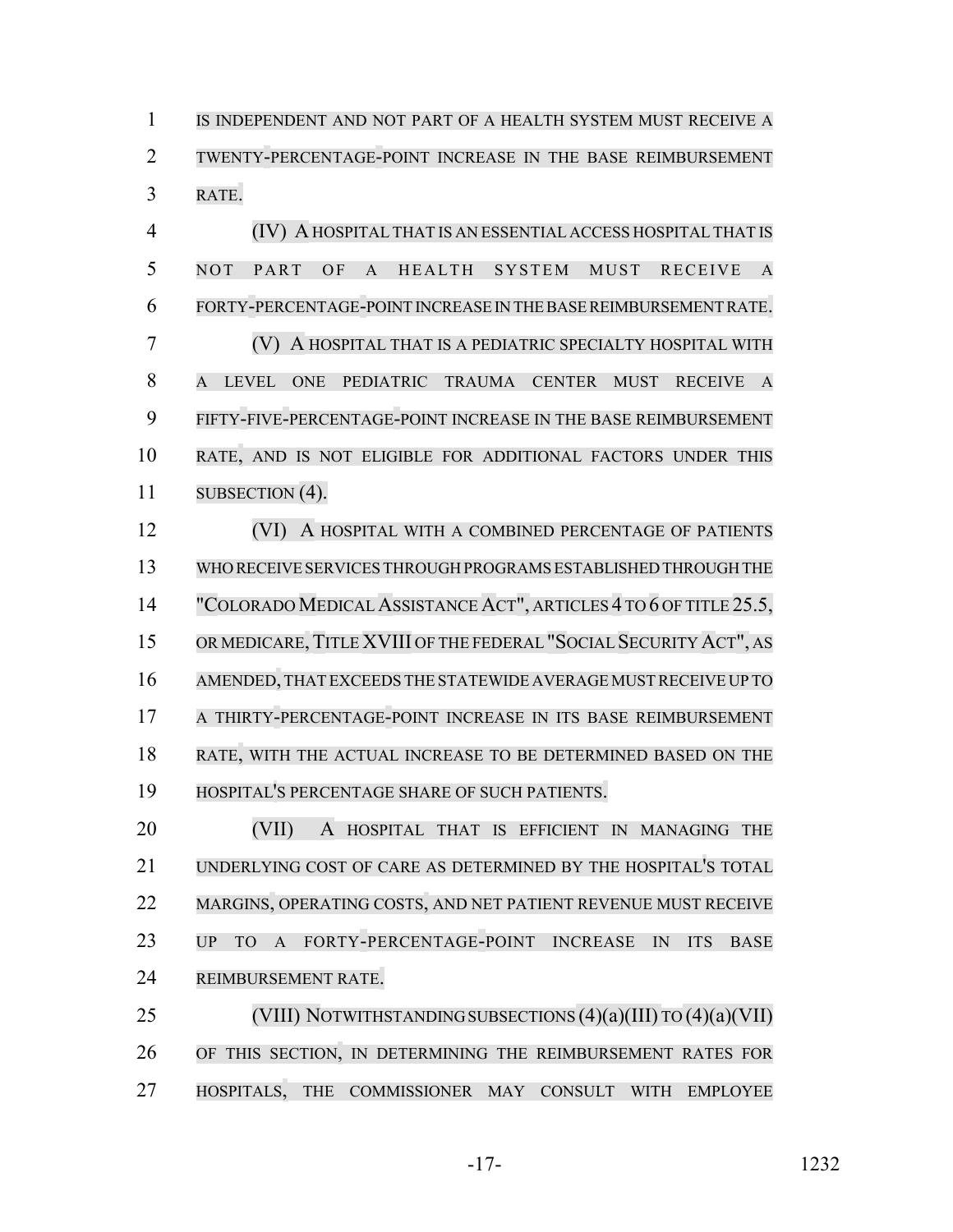IS INDEPENDENT AND NOT PART OF A HEALTH SYSTEM MUST RECEIVE A TWENTY-PERCENTAGE-POINT INCREASE IN THE BASE REIMBURSEMENT RATE.

(IV) A HOSPITAL THAT IS AN ESSENTIAL ACCESS HOSPITAL THAT IS NOT PART OF A HEALTH SYSTEM MUST RECEIVE A FORTY-PERCENTAGE-POINT INCREASE IN THE BASE REIMBURSEMENT RATE.

(V) A HOSPITAL THAT IS A PEDIATRIC SPECIALTY HOSPITAL WITH A LEVEL ONE PEDIATRIC TRAUMA CENTER MUST RECEIVE A FIFTY-FIVE-PERCENTAGE-POINT INCREASE IN THE BASE REIMBURSEMENT RATE, AND IS NOT ELIGIBLE FOR ADDITIONAL FACTORS UNDER THIS SUBSECTION (4).

(VI) A HOSPITAL WITH A COMBINED PERCENTAGE OF PATIENTS WHO RECEIVE SERVICES THROUGH PROGRAMS ESTABLISHED THROUGH THE "COLORADO MEDICAL ASSISTANCE ACT", ARTICLES 4 TO 6 OF TITLE 25.5, OR MEDICARE, TITLE XVIII OF THE FEDERAL "SOCIAL SECURITY ACT", AS AMENDED, THAT EXCEEDS THE STATEWIDE AVERAGE MUST RECEIVE UP TO A THIRTY-PERCENTAGE-POINT INCREASE IN ITS BASE REIMBURSEMENT RATE, WITH THE ACTUAL INCREASE TO BE DETERMINED BASED ON THE HOSPITAL'S PERCENTAGE SHARE OF SUCH PATIENTS.

(VII) A HOSPITAL THAT IS EFFICIENT IN MANAGING THE UNDERLYING COST OF CARE AS DETERMINED BY THE HOSPITAL'S TOTAL MARGINS, OPERATING COSTS, AND NET PATIENT REVENUE MUST RECEIVE UP TO A FORTY-PERCENTAGE-POINT INCREASE IN ITS BASE REIMBURSEMENT RATE.

(VIII) NOTWITHSTANDING SUBSECTIONS (4)(a)(III) TO (4)(a)(VII) OF THIS SECTION, IN DETERMINING THE REIMBURSEMENT RATES FOR HOSPITALS, THE COMMISSIONER MAY CONSULT WITH EMPLOYEE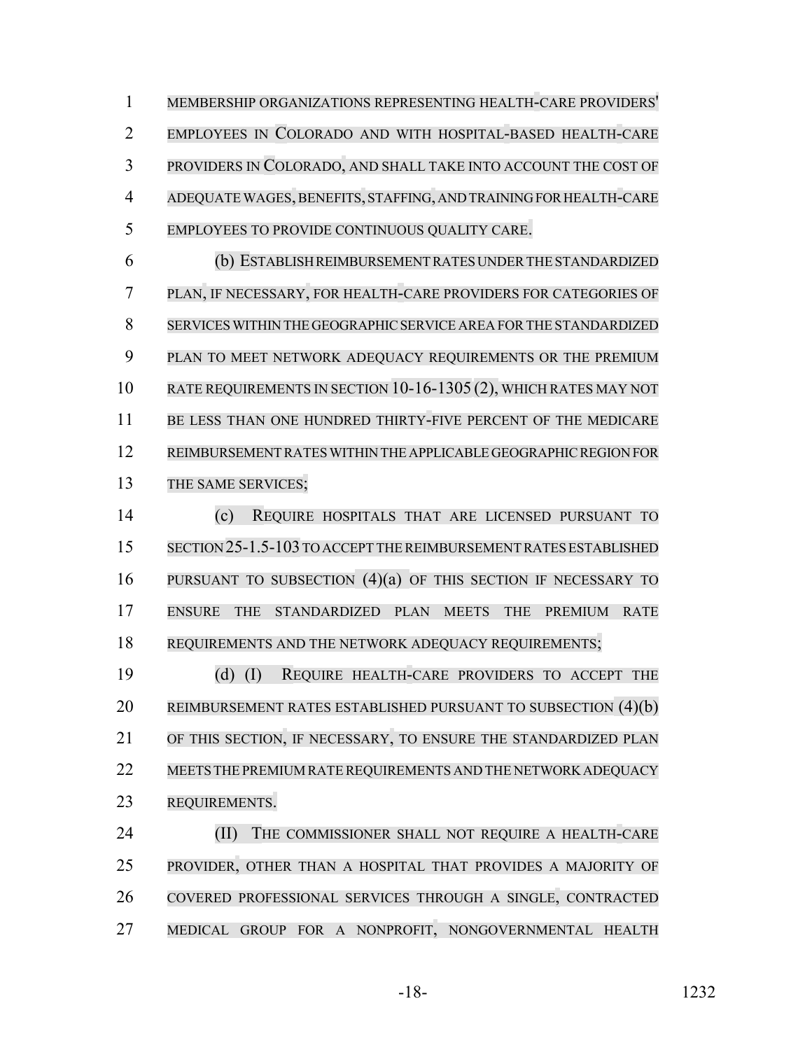MEMBERSHIP ORGANIZATIONS REPRESENTING HEALTH-CARE PROVIDERS' EMPLOYEES IN COLORADO AND WITH HOSPITAL-BASED HEALTH-CARE PROVIDERS IN COLORADO, AND SHALL TAKE INTO ACCOUNT THE COST OF ADEQUATE WAGES, BENEFITS, STAFFING, AND TRAINING FOR HEALTH-CARE EMPLOYEES TO PROVIDE CONTINUOUS QUALITY CARE.

(b) ESTABLISH REIMBURSEMENT RATES UNDER THE STANDARDIZED PLAN, IF NECESSARY, FOR HEALTH-CARE PROVIDERS FOR CATEGORIES OF SERVICES WITHIN THE GEOGRAPHIC SERVICE AREA FOR THE STANDARDIZED PLAN TO MEET NETWORK ADEQUACY REQUIREMENTS OR THE PREMIUM RATE REQUIREMENTS IN SECTION 10-16-1305 (2), WHICH RATES MAY NOT BE LESS THAN ONE HUNDRED THIRTY-FIVE PERCENT OF THE MEDICARE REIMBURSEMENT RATES WITHIN THE APPLICABLE GEOGRAPHIC REGION FOR THE SAME SERVICES;

(c) REQUIRE HOSPITALS THAT ARE LICENSED PURSUANT TO SECTION 25-1.5-103 TO ACCEPT THE REIMBURSEMENT RATES ESTABLISHED PURSUANT TO SUBSECTION (4)(a) OF THIS SECTION IF NECESSARY TO ENSURE THE STANDARDIZED PLAN MEETS THE PREMIUM RATE REQUIREMENTS AND THE NETWORK ADEQUACY REQUIREMENTS;

(d) (I) REQUIRE HEALTH-CARE PROVIDERS TO ACCEPT THE REIMBURSEMENT RATES ESTABLISHED PURSUANT TO SUBSECTION (4)(b) OF THIS SECTION, IF NECESSARY, TO ENSURE THE STANDARDIZED PLAN MEETS THE PREMIUM RATE REQUIREMENTS AND THE NETWORK ADEQUACY REQUIREMENTS.

(II) THE COMMISSIONER SHALL NOT REQUIRE A HEALTH-CARE PROVIDER, OTHER THAN A HOSPITAL THAT PROVIDES A MAJORITY OF COVERED PROFESSIONAL SERVICES THROUGH A SINGLE, CONTRACTED MEDICAL GROUP FOR A NONPROFIT, NONGOVERNMENTAL HEALTH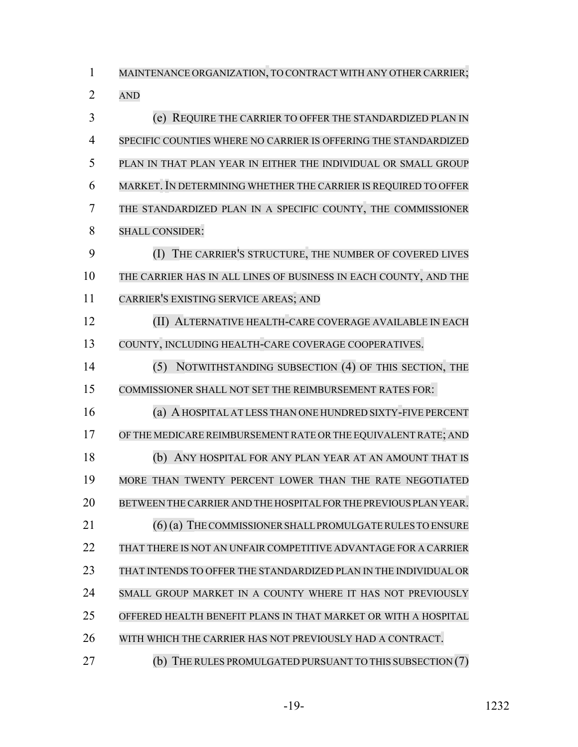MAINTENANCE ORGANIZATION, TO CONTRACT WITH ANY OTHER CARRIER; AND

(e) REQUIRE THE CARRIER TO OFFER THE STANDARDIZED PLAN IN SPECIFIC COUNTIES WHERE NO CARRIER IS OFFERING THE STANDARDIZED PLAN IN THAT PLAN YEAR IN EITHER THE INDIVIDUAL OR SMALL GROUP MARKET. IN DETERMINING WHETHER THE CARRIER IS REQUIRED TO OFFER THE STANDARDIZED PLAN IN A SPECIFIC COUNTY, THE COMMISSIONER SHALL CONSIDER:

(I) THE CARRIER'S STRUCTURE, THE NUMBER OF COVERED LIVES THE CARRIER HAS IN ALL LINES OF BUSINESS IN EACH COUNTY, AND THE CARRIER'S EXISTING SERVICE AREAS; AND

(II) ALTERNATIVE HEALTH-CARE COVERAGE AVAILABLE IN EACH COUNTY, INCLUDING HEALTH-CARE COVERAGE COOPERATIVES.

(5) NOTWITHSTANDING SUBSECTION (4) OF THIS SECTION, THE COMMISSIONER SHALL NOT SET THE REIMBURSEMENT RATES FOR:

(a) A HOSPITAL AT LESS THAN ONE HUNDRED SIXTY-FIVE PERCENT OF THE MEDICARE REIMBURSEMENT RATE OR THE EQUIVALENT RATE; AND

(b) ANY HOSPITAL FOR ANY PLAN YEAR AT AN AMOUNT THAT IS MORE THAN TWENTY PERCENT LOWER THAN THE RATE NEGOTIATED BETWEEN THE CARRIER AND THE HOSPITAL FOR THE PREVIOUS PLAN YEAR.

(6) (a) THE COMMISSIONER SHALL PROMULGATE RULES TO ENSURE THAT THERE IS NOT AN UNFAIR COMPETITIVE ADVANTAGE FOR A CARRIER THAT INTENDS TO OFFER THE STANDARDIZED PLAN IN THE INDIVIDUAL OR SMALL GROUP MARKET IN A COUNTY WHERE IT HAS NOT PREVIOUSLY OFFERED HEALTH BENEFIT PLANS IN THAT MARKET OR WITH A HOSPITAL WITH WHICH THE CARRIER HAS NOT PREVIOUSLY HAD A CONTRACT.

(b) THE RULES PROMULGATED PURSUANT TO THIS SUBSECTION (7)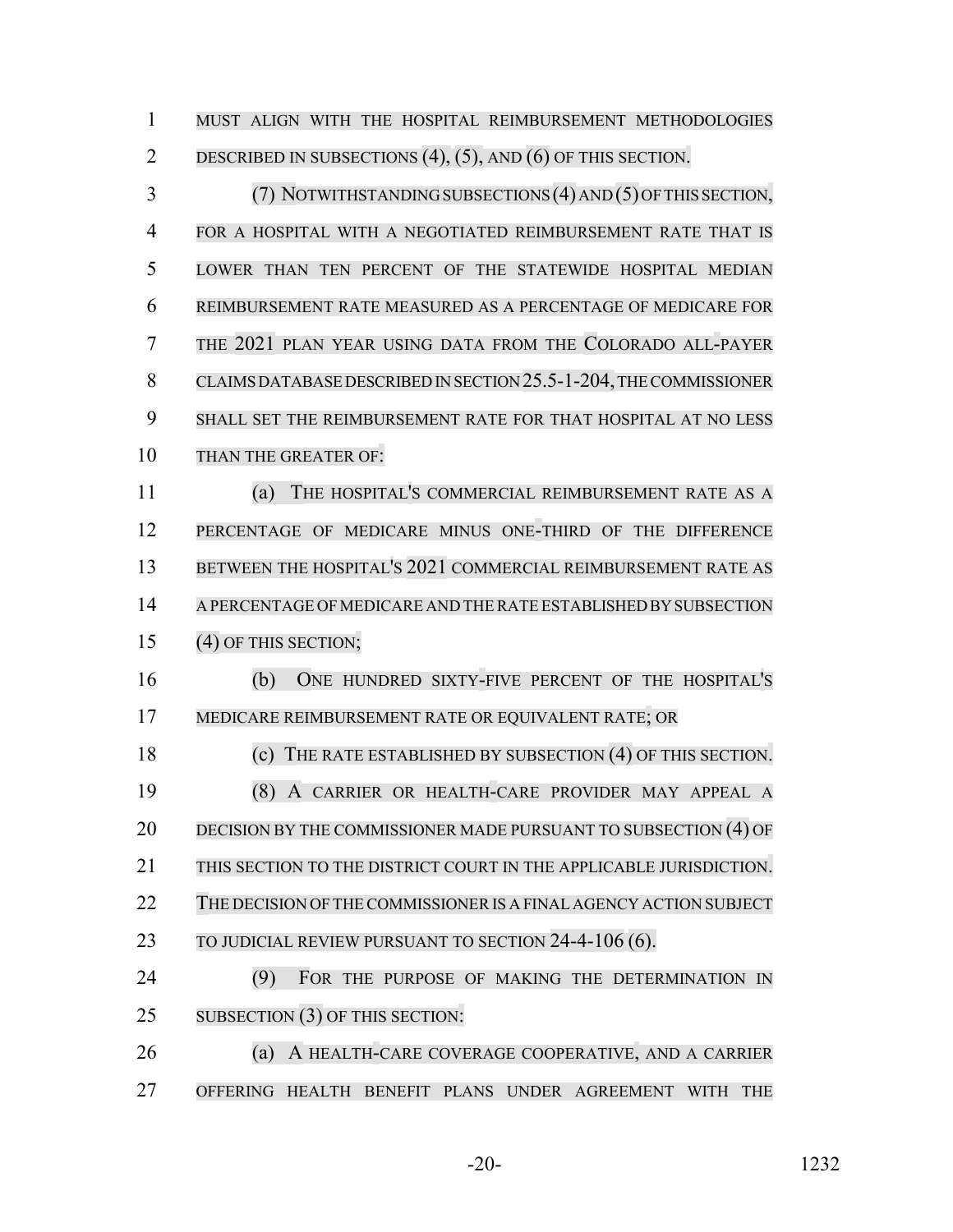MUST ALIGN WITH THE HOSPITAL REIMBURSEMENT METHODOLOGIES DESCRIBED IN SUBSECTIONS (4), (5), AND (6) OF THIS SECTION.

(7) NOTWITHSTANDING SUBSECTIONS (4) AND (5) OF THIS SECTION, FOR A HOSPITAL WITH A NEGOTIATED REIMBURSEMENT RATE THAT IS LOWER THAN TEN PERCENT OF THE STATEWIDE HOSPITAL MEDIAN REIMBURSEMENT RATE MEASURED AS A PERCENTAGE OF MEDICARE FOR THE 2021 PLAN YEAR USING DATA FROM THE COLORADO ALL-PAYER CLAIMS DATABASE DESCRIBED IN SECTION 25.5-1-204, THE COMMISSIONER SHALL SET THE REIMBURSEMENT RATE FOR THAT HOSPITAL AT NO LESS THAN THE GREATER OF:

(a) THE HOSPITAL'S COMMERCIAL REIMBURSEMENT RATE AS A PERCENTAGE OF MEDICARE MINUS ONE-THIRD OF THE DIFFERENCE BETWEEN THE HOSPITAL'S 2021 COMMERCIAL REIMBURSEMENT RATE AS A PERCENTAGE OF MEDICARE AND THE RATE ESTABLISHED BY SUBSECTION (4) OF THIS SECTION;

(b) ONE HUNDRED SIXTY-FIVE PERCENT OF THE HOSPITAL'S MEDICARE REIMBURSEMENT RATE OR EQUIVALENT RATE; OR

(c) THE RATE ESTABLISHED BY SUBSECTION (4) OF THIS SECTION.

(8) A CARRIER OR HEALTH-CARE PROVIDER MAY APPEAL A DECISION BY THE COMMISSIONER MADE PURSUANT TO SUBSECTION (4) OF THIS SECTION TO THE DISTRICT COURT IN THE APPLICABLE JURISDICTION. THE DECISION OF THE COMMISSIONER IS A FINAL AGENCY ACTION SUBJECT TO JUDICIAL REVIEW PURSUANT TO SECTION 24-4-106 (6).

(9) FOR THE PURPOSE OF MAKING THE DETERMINATION IN SUBSECTION (3) OF THIS SECTION:

(a) A HEALTH-CARE COVERAGE COOPERATIVE, AND A CARRIER OFFERING HEALTH BENEFIT PLANS UNDER AGREEMENT WITH THE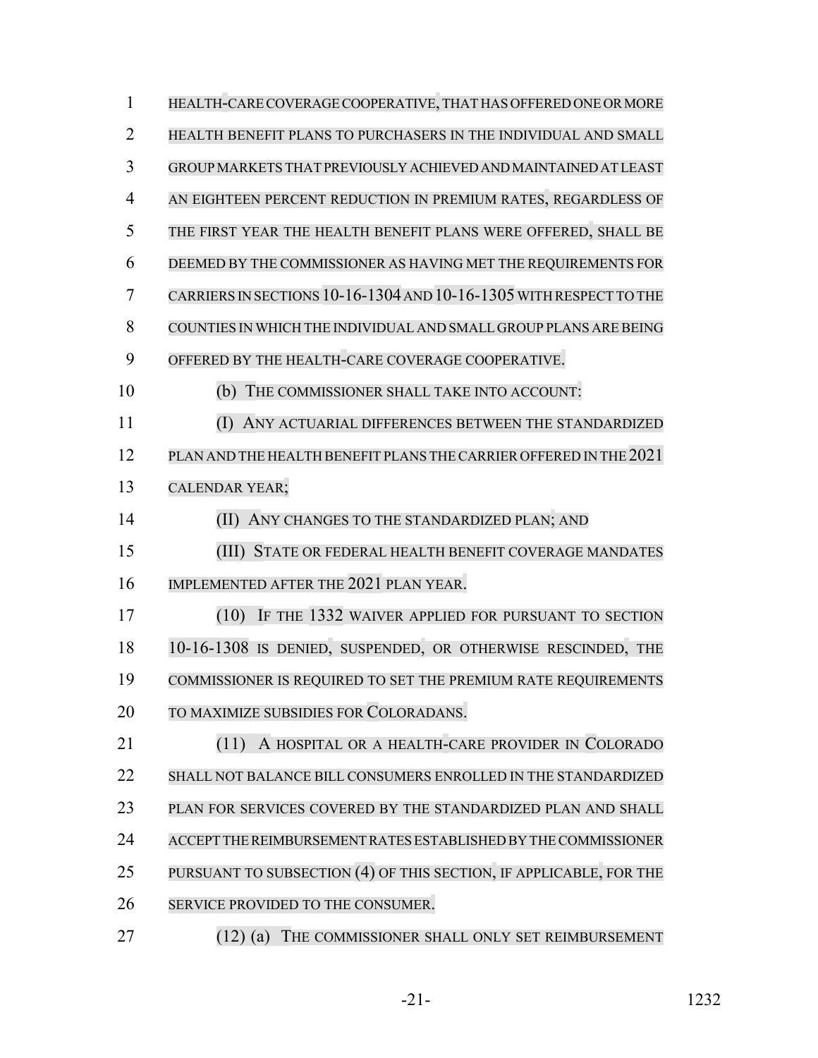HEALTH-CARE COVERAGE COOPERATIVE, THAT HAS OFFERED ONE OR MORE HEALTH BENEFIT PLANS TO PURCHASERS IN THE INDIVIDUAL AND SMALL GROUP MARKETS THAT PREVIOUSLY ACHIEVED AND MAINTAINED AT LEAST AN EIGHTEEN PERCENT REDUCTION IN PREMIUM RATES, REGARDLESS OF THE FIRST YEAR THE HEALTH BENEFIT PLANS WERE OFFERED, SHALL BE DEEMED BY THE COMMISSIONER AS HAVING MET THE REQUIREMENTS FOR CARRIERS IN SECTIONS 10-16-1304 AND 10-16-1305 WITH RESPECT TO THE COUNTIES IN WHICH THE INDIVIDUAL AND SMALL GROUP PLANS ARE BEING OFFERED BY THE HEALTH-CARE COVERAGE COOPERATIVE.

(b) THE COMMISSIONER SHALL TAKE INTO ACCOUNT:

(I) ANY ACTUARIAL DIFFERENCES BETWEEN THE STANDARDIZED PLAN AND THE HEALTH BENEFIT PLANS THE CARRIER OFFERED IN THE 2021 CALENDAR YEAR;

(II) ANY CHANGES TO THE STANDARDIZED PLAN; AND

(III) STATE OR FEDERAL HEALTH BENEFIT COVERAGE MANDATES IMPLEMENTED AFTER THE 2021 PLAN YEAR.

(10) IF THE 1332 WAIVER APPLIED FOR PURSUANT TO SECTION 10-16-1308 IS DENIED, SUSPENDED, OR OTHERWISE RESCINDED, THE COMMISSIONER IS REQUIRED TO SET THE PREMIUM RATE REQUIREMENTS TO MAXIMIZE SUBSIDIES FOR COLORADANS.

(11) A HOSPITAL OR A HEALTH-CARE PROVIDER IN COLORADO SHALL NOT BALANCE BILL CONSUMERS ENROLLED IN THE STANDARDIZED PLAN FOR SERVICES COVERED BY THE STANDARDIZED PLAN AND SHALL ACCEPT THE REIMBURSEMENT RATES ESTABLISHED BY THE COMMISSIONER PURSUANT TO SUBSECTION (4) OF THIS SECTION, IF APPLICABLE, FOR THE SERVICE PROVIDED TO THE CONSUMER.

(12) (a) THE COMMISSIONER SHALL ONLY SET REIMBURSEMENT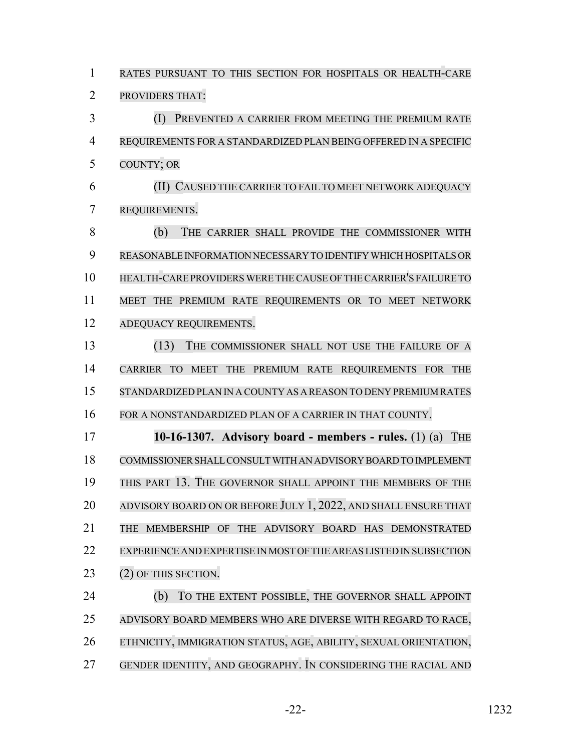RATES PURSUANT TO THIS SECTION FOR HOSPITALS OR HEALTH-CARE PROVIDERS THAT:

(I) PREVENTED A CARRIER FROM MEETING THE PREMIUM RATE REQUIREMENTS FOR A STANDARDIZED PLAN BEING OFFERED IN A SPECIFIC COUNTY; OR

(II) CAUSED THE CARRIER TO FAIL TO MEET NETWORK ADEQUACY REQUIREMENTS.

(b) THE CARRIER SHALL PROVIDE THE COMMISSIONER WITH REASONABLE INFORMATION NECESSARY TO IDENTIFY WHICH HOSPITALS OR HEALTH-CARE PROVIDERS WERE THE CAUSE OF THE CARRIER'S FAILURE TO MEET THE PREMIUM RATE REQUIREMENTS OR TO MEET NETWORK ADEQUACY REQUIREMENTS.

(13) THE COMMISSIONER SHALL NOT USE THE FAILURE OF A CARRIER TO MEET THE PREMIUM RATE REQUIREMENTS FOR THE STANDARDIZED PLAN IN A COUNTY AS A REASON TO DENY PREMIUM RATES FOR A NONSTANDARDIZED PLAN OF A CARRIER IN THAT COUNTY.

**10-16-1307. Advisory board - members - rules.** (1) (a) THE COMMISSIONER SHALL CONSULT WITH AN ADVISORY BOARD TO IMPLEMENT THIS PART 13. THE GOVERNOR SHALL APPOINT THE MEMBERS OF THE ADVISORY BOARD ON OR BEFORE JULY 1, 2022, AND SHALL ENSURE THAT THE MEMBERSHIP OF THE ADVISORY BOARD HAS DEMONSTRATED EXPERIENCE AND EXPERTISE IN MOST OF THE AREAS LISTED IN SUBSECTION (2) OF THIS SECTION.

(b) TO THE EXTENT POSSIBLE, THE GOVERNOR SHALL APPOINT ADVISORY BOARD MEMBERS WHO ARE DIVERSE WITH REGARD TO RACE, ETHNICITY, IMMIGRATION STATUS, AGE, ABILITY, SEXUAL ORIENTATION, GENDER IDENTITY, AND GEOGRAPHY. IN CONSIDERING THE RACIAL AND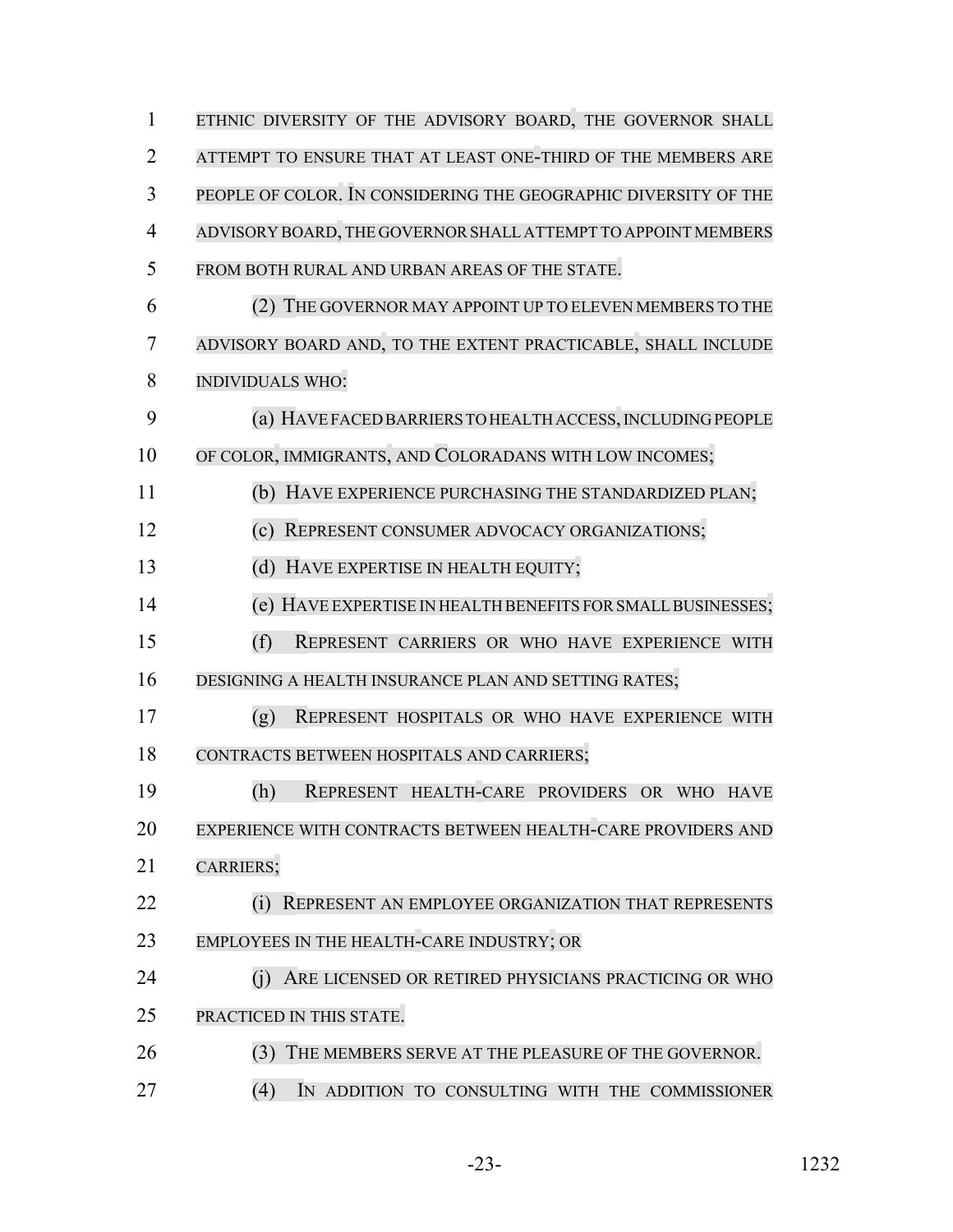ETHNIC DIVERSITY OF THE ADVISORY BOARD, THE GOVERNOR SHALL ATTEMPT TO ENSURE THAT AT LEAST ONE-THIRD OF THE MEMBERS ARE PEOPLE OF COLOR. IN CONSIDERING THE GEOGRAPHIC DIVERSITY OF THE ADVISORY BOARD, THE GOVERNOR SHALL ATTEMPT TO APPOINT MEMBERS FROM BOTH RURAL AND URBAN AREAS OF THE STATE.

(2) THE GOVERNOR MAY APPOINT UP TO ELEVEN MEMBERS TO THE ADVISORY BOARD AND, TO THE EXTENT PRACTICABLE, SHALL INCLUDE INDIVIDUALS WHO:

(a) HAVE FACED BARRIERS TO HEALTH ACCESS, INCLUDING PEOPLE OF COLOR, IMMIGRANTS, AND COLORADANS WITH LOW INCOMES;

(b) HAVE EXPERIENCE PURCHASING THE STANDARDIZED PLAN;

(c) REPRESENT CONSUMER ADVOCACY ORGANIZATIONS;

(d) HAVE EXPERTISE IN HEALTH EQUITY;

(e) HAVE EXPERTISE IN HEALTH BENEFITS FOR SMALL BUSINESSES;

(f) REPRESENT CARRIERS OR WHO HAVE EXPERIENCE WITH DESIGNING A HEALTH INSURANCE PLAN AND SETTING RATES;

(g) REPRESENT HOSPITALS OR WHO HAVE EXPERIENCE WITH CONTRACTS BETWEEN HOSPITALS AND CARRIERS;

(h) REPRESENT HEALTH-CARE PROVIDERS OR WHO HAVE EXPERIENCE WITH CONTRACTS BETWEEN HEALTH-CARE PROVIDERS AND CARRIERS;

(i) REPRESENT AN EMPLOYEE ORGANIZATION THAT REPRESENTS EMPLOYEES IN THE HEALTH-CARE INDUSTRY; OR

(j) ARE LICENSED OR RETIRED PHYSICIANS PRACTICING OR WHO PRACTICED IN THIS STATE.

(3) THE MEMBERS SERVE AT THE PLEASURE OF THE GOVERNOR.

(4) IN ADDITION TO CONSULTING WITH THE COMMISSIONER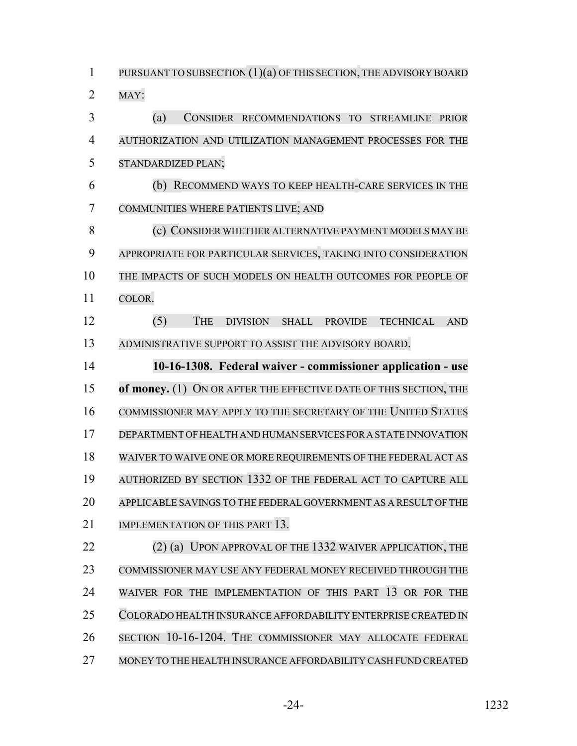PURSUANT TO SUBSECTION (1)(a) OF THIS SECTION, THE ADVISORY BOARD MAY:

(a) CONSIDER RECOMMENDATIONS TO STREAMLINE PRIOR AUTHORIZATION AND UTILIZATION MANAGEMENT PROCESSES FOR THE STANDARDIZED PLAN;

(b) RECOMMEND WAYS TO KEEP HEALTH-CARE SERVICES IN THE COMMUNITIES WHERE PATIENTS LIVE; AND

(c) CONSIDER WHETHER ALTERNATIVE PAYMENT MODELS MAY BE APPROPRIATE FOR PARTICULAR SERVICES, TAKING INTO CONSIDERATION THE IMPACTS OF SUCH MODELS ON HEALTH OUTCOMES FOR PEOPLE OF COLOR.

(5) THE DIVISION SHALL PROVIDE TECHNICAL AND ADMINISTRATIVE SUPPORT TO ASSIST THE ADVISORY BOARD.

**10-16-1308. Federal waiver - commissioner application - use of money.** (1) ON OR AFTER THE EFFECTIVE DATE OF THIS SECTION, THE COMMISSIONER MAY APPLY TO THE SECRETARY OF THE UNITED STATES DEPARTMENT OF HEALTH AND HUMAN SERVICES FOR A STATE INNOVATION WAIVER TO WAIVE ONE OR MORE REQUIREMENTS OF THE FEDERAL ACT AS AUTHORIZED BY SECTION 1332 OF THE FEDERAL ACT TO CAPTURE ALL APPLICABLE SAVINGS TO THE FEDERAL GOVERNMENT AS A RESULT OF THE IMPLEMENTATION OF THIS PART 13.

(2) (a) UPON APPROVAL OF THE 1332 WAIVER APPLICATION, THE COMMISSIONER MAY USE ANY FEDERAL MONEY RECEIVED THROUGH THE WAIVER FOR THE IMPLEMENTATION OF THIS PART 13 OR FOR THE COLORADO HEALTH INSURANCE AFFORDABILITY ENTERPRISE CREATED IN SECTION 10-16-1204. THE COMMISSIONER MAY ALLOCATE FEDERAL MONEY TO THE HEALTH INSURANCE AFFORDABILITY CASH FUND CREATED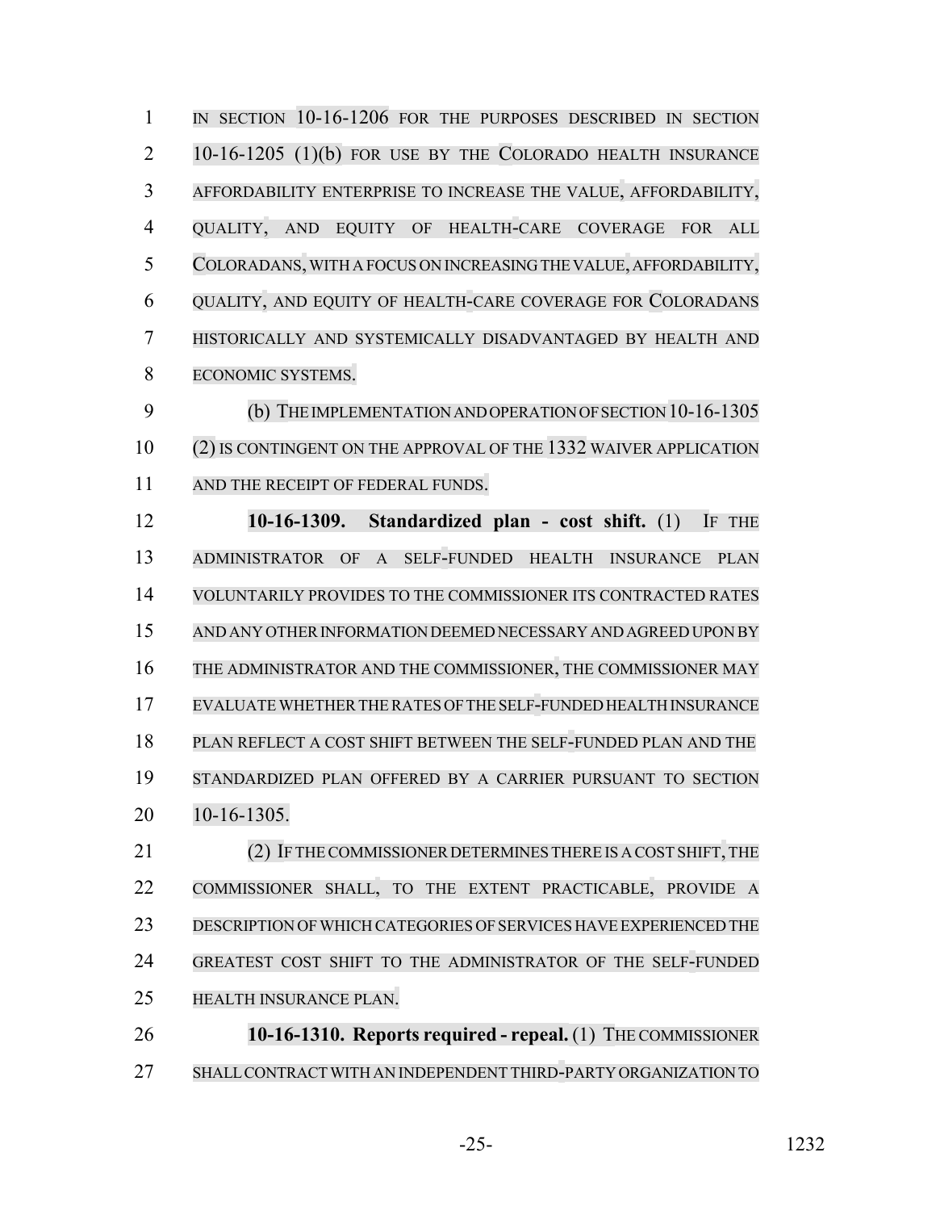IN SECTION 10-16-1206 FOR THE PURPOSES DESCRIBED IN SECTION 10-16-1205 (1)(b) FOR USE BY THE COLORADO HEALTH INSURANCE AFFORDABILITY ENTERPRISE TO INCREASE THE VALUE, AFFORDABILITY, QUALITY, AND EQUITY OF HEALTH-CARE COVERAGE FOR ALL COLORADANS, WITH A FOCUS ON INCREASING THE VALUE, AFFORDABILITY, QUALITY, AND EQUITY OF HEALTH-CARE COVERAGE FOR COLORADANS HISTORICALLY AND SYSTEMICALLY DISADVANTAGED BY HEALTH AND ECONOMIC SYSTEMS.

(b) THE IMPLEMENTATION AND OPERATION OF SECTION 10-16-1305 (2) IS CONTINGENT ON THE APPROVAL OF THE 1332 WAIVER APPLICATION AND THE RECEIPT OF FEDERAL FUNDS.

**10-16-1309. Standardized plan - cost shift.** (1) IF THE ADMINISTRATOR OF A SELF-FUNDED HEALTH INSURANCE PLAN VOLUNTARILY PROVIDES TO THE COMMISSIONER ITS CONTRACTED RATES AND ANY OTHER INFORMATION DEEMED NECESSARY AND AGREED UPON BY THE ADMINISTRATOR AND THE COMMISSIONER, THE COMMISSIONER MAY EVALUATE WHETHER THE RATES OF THE SELF-FUNDED HEALTH INSURANCE PLAN REFLECT A COST SHIFT BETWEEN THE SELF-FUNDED PLAN AND THE STANDARDIZED PLAN OFFERED BY A CARRIER PURSUANT TO SECTION 10-16-1305.

(2) IF THE COMMISSIONER DETERMINES THERE IS A COST SHIFT, THE COMMISSIONER SHALL, TO THE EXTENT PRACTICABLE, PROVIDE A DESCRIPTION OF WHICH CATEGORIES OF SERVICES HAVE EXPERIENCED THE GREATEST COST SHIFT TO THE ADMINISTRATOR OF THE SELF-FUNDED HEALTH INSURANCE PLAN.

**10-16-1310. Reports required - repeal.** (1) THE COMMISSIONER SHALL CONTRACT WITH AN INDEPENDENT THIRD-PARTY ORGANIZATION TO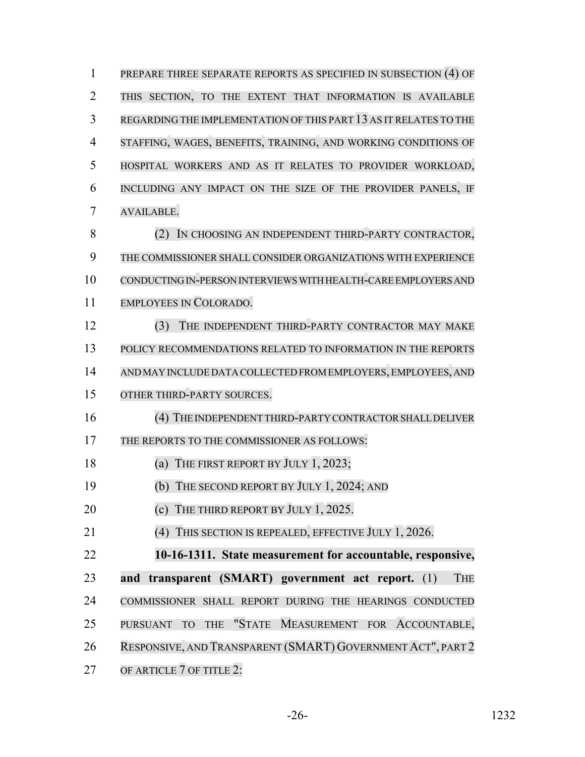PREPARE THREE SEPARATE REPORTS AS SPECIFIED IN SUBSECTION (4) OF THIS SECTION, TO THE EXTENT THAT INFORMATION IS AVAILABLE REGARDING THE IMPLEMENTATION OF THIS PART 13 AS IT RELATES TO THE STAFFING, WAGES, BENEFITS, TRAINING, AND WORKING CONDITIONS OF HOSPITAL WORKERS AND AS IT RELATES TO PROVIDER WORKLOAD, INCLUDING ANY IMPACT ON THE SIZE OF THE PROVIDER PANELS, IF AVAILABLE.

(2) IN CHOOSING AN INDEPENDENT THIRD-PARTY CONTRACTOR, THE COMMISSIONER SHALL CONSIDER ORGANIZATIONS WITH EXPERIENCE CONDUCTING IN-PERSON INTERVIEWS WITH HEALTH-CARE EMPLOYERS AND EMPLOYEES IN COLORADO.

(3) THE INDEPENDENT THIRD-PARTY CONTRACTOR MAY MAKE POLICY RECOMMENDATIONS RELATED TO INFORMATION IN THE REPORTS AND MAY INCLUDE DATA COLLECTED FROM EMPLOYERS, EMPLOYEES, AND OTHER THIRD-PARTY SOURCES.

(4) THE INDEPENDENT THIRD-PARTY CONTRACTOR SHALL DELIVER THE REPORTS TO THE COMMISSIONER AS FOLLOWS:

(a) THE FIRST REPORT BY JULY 1, 2023;

(b) THE SECOND REPORT BY JULY 1, 2024; AND

(c) THE THIRD REPORT BY JULY 1, 2025.

(4) THIS SECTION IS REPEALED, EFFECTIVE JULY 1, 2026.

**10-16-1311. State measurement for accountable, responsive, and transparent (SMART) government act report.** (1) THE COMMISSIONER SHALL REPORT DURING THE HEARINGS CONDUCTED PURSUANT TO THE "STATE MEASUREMENT FOR ACCOUNTABLE, RESPONSIVE, AND TRANSPARENT (SMART) GOVERNMENT ACT", PART 2 OF ARTICLE 7 OF TITLE 2: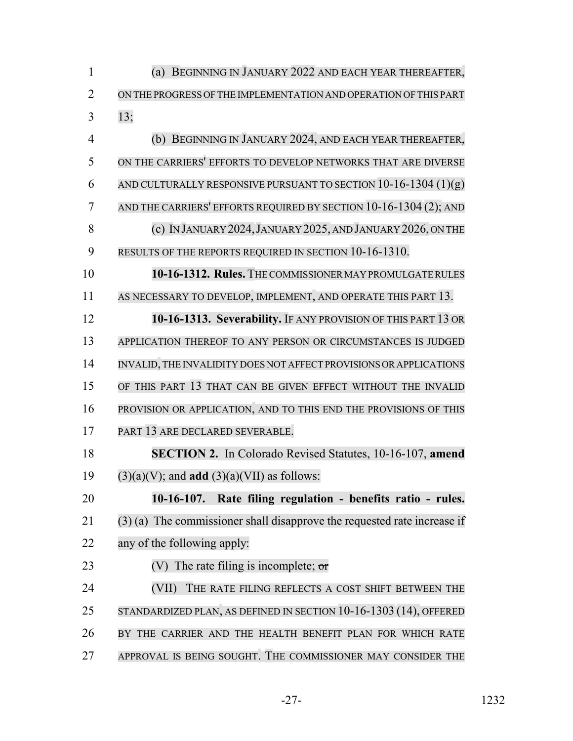(a) BEGINNING IN JANUARY 2022 AND EACH YEAR THEREAFTER, ON THE PROGRESS OF THE IMPLEMENTATION AND OPERATION OF THIS PART 13;

(b) BEGINNING IN JANUARY 2024, AND EACH YEAR THEREAFTER, ON THE CARRIERS' EFFORTS TO DEVELOP NETWORKS THAT ARE DIVERSE AND CULTURALLY RESPONSIVE PURSUANT TO SECTION 10-16-1304 (1)(g) AND THE CARRIERS' EFFORTS REQUIRED BY SECTION 10-16-1304 (2); AND

(c) IN JANUARY 2024, JANUARY 2025, AND JANUARY 2026, ON THE RESULTS OF THE REPORTS REQUIRED IN SECTION 10-16-1310.

**10-16-1312. Rules.** THE COMMISSIONER MAY PROMULGATE RULES AS NECESSARY TO DEVELOP, IMPLEMENT, AND OPERATE THIS PART 13.

**10-16-1313. Severability.** IF ANY PROVISION OF THIS PART 13 OR APPLICATION THEREOF TO ANY PERSON OR CIRCUMSTANCES IS JUDGED INVALID, THE INVALIDITY DOES NOT AFFECT PROVISIONS OR APPLICATIONS OF THIS PART 13 THAT CAN BE GIVEN EFFECT WITHOUT THE INVALID PROVISION OR APPLICATION, AND TO THIS END THE PROVISIONS OF THIS PART 13 ARE DECLARED SEVERABLE.

**SECTION 2.** In Colorado Revised Statutes, 10-16-107, **amend** (3)(a)(V); and **add** (3)(a)(VII) as follows:

**10-16-107. Rate filing regulation - benefits ratio - rules.** (3) (a) The commissioner shall disapprove the requested rate increase if any of the following apply:

(V) The rate filing is incomplete; ~~or~~

(VII) THE RATE FILING REFLECTS A COST SHIFT BETWEEN THE STANDARDIZED PLAN, AS DEFINED IN SECTION 10-16-1303 (14), OFFERED BY THE CARRIER AND THE HEALTH BENEFIT PLAN FOR WHICH RATE APPROVAL IS BEING SOUGHT. THE COMMISSIONER MAY CONSIDER THE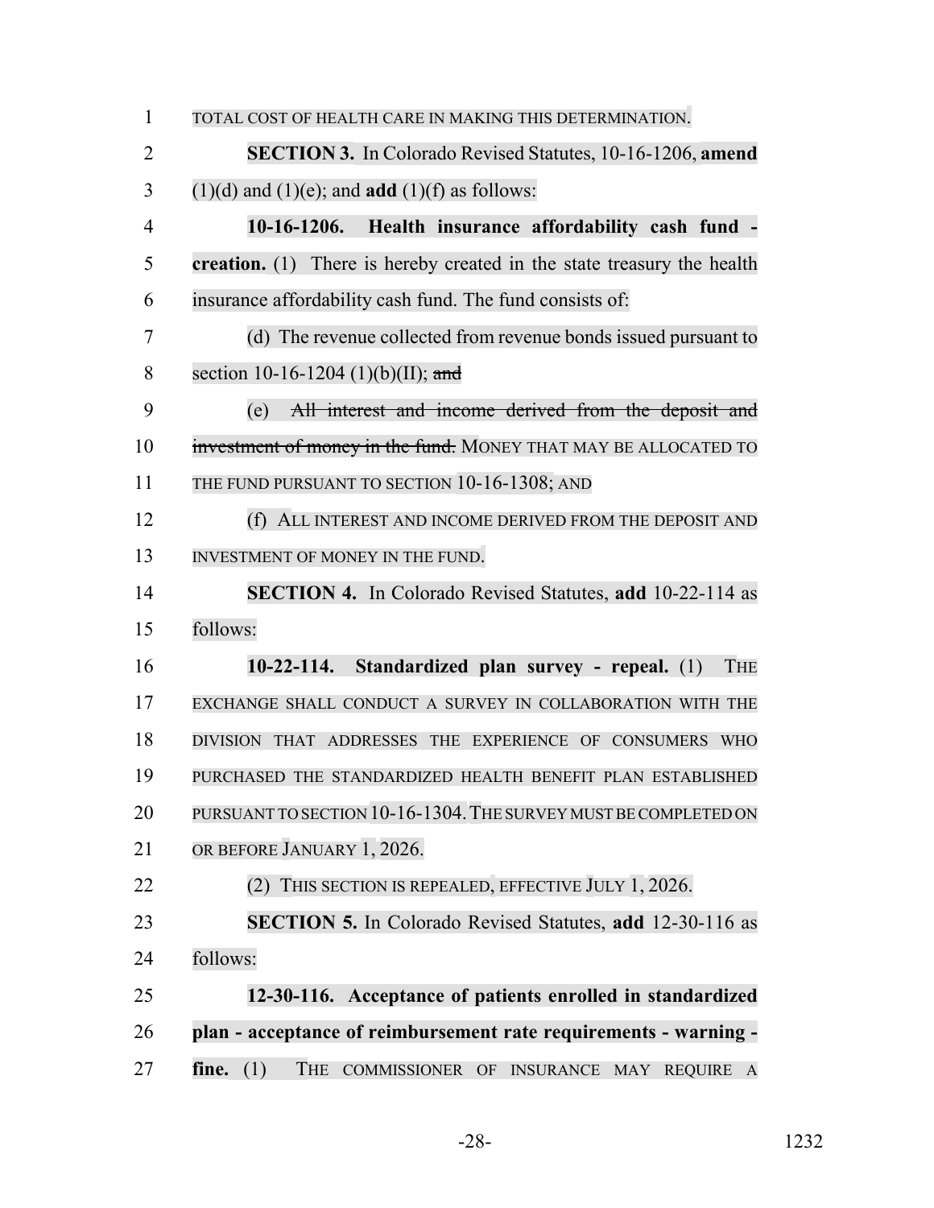TOTAL COST OF HEALTH CARE IN MAKING THIS DETERMINATION.

**SECTION 3.** In Colorado Revised Statutes, 10-16-1206, **amend** (1)(d) and (1)(e); and **add** (1)(f) as follows:

**10-16-1206. Health insurance affordability cash fund - creation.** (1) There is hereby created in the state treasury the health insurance affordability cash fund. The fund consists of:

(d) The revenue collected from revenue bonds issued pursuant to section 10-16-1204 (1)(b)(II); ~~and~~

(e) ~~All interest and income derived from the deposit and investment of money in the fund.~~ MONEY THAT MAY BE ALLOCATED TO THE FUND PURSUANT TO SECTION 10-16-1308; AND

(f) ALL INTEREST AND INCOME DERIVED FROM THE DEPOSIT AND INVESTMENT OF MONEY IN THE FUND.

**SECTION 4.** In Colorado Revised Statutes, **add** 10-22-114 as follows:

**10-22-114. Standardized plan survey - repeal.** (1) THE EXCHANGE SHALL CONDUCT A SURVEY IN COLLABORATION WITH THE DIVISION THAT ADDRESSES THE EXPERIENCE OF CONSUMERS WHO PURCHASED THE STANDARDIZED HEALTH BENEFIT PLAN ESTABLISHED PURSUANT TO SECTION 10-16-1304. THE SURVEY MUST BE COMPLETED ON OR BEFORE JANUARY 1, 2026.

(2) THIS SECTION IS REPEALED, EFFECTIVE JULY 1, 2026.

**SECTION 5.** In Colorado Revised Statutes, **add** 12-30-116 as follows:

**12-30-116. Acceptance of patients enrolled in standardized plan - acceptance of reimbursement rate requirements - warning - fine.** (1) THE COMMISSIONER OF INSURANCE MAY REQUIRE A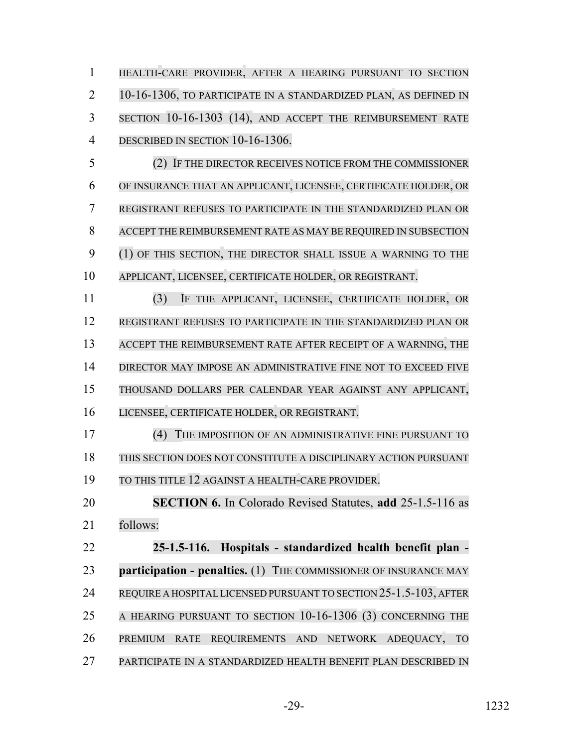HEALTH-CARE PROVIDER, AFTER A HEARING PURSUANT TO SECTION 10-16-1306, TO PARTICIPATE IN A STANDARDIZED PLAN, AS DEFINED IN SECTION 10-16-1303 (14), AND ACCEPT THE REIMBURSEMENT RATE DESCRIBED IN SECTION 10-16-1306.

(2) IF THE DIRECTOR RECEIVES NOTICE FROM THE COMMISSIONER OF INSURANCE THAT AN APPLICANT, LICENSEE, CERTIFICATE HOLDER, OR REGISTRANT REFUSES TO PARTICIPATE IN THE STANDARDIZED PLAN OR ACCEPT THE REIMBURSEMENT RATE AS MAY BE REQUIRED IN SUBSECTION (1) OF THIS SECTION, THE DIRECTOR SHALL ISSUE A WARNING TO THE APPLICANT, LICENSEE, CERTIFICATE HOLDER, OR REGISTRANT.

(3) IF THE APPLICANT, LICENSEE, CERTIFICATE HOLDER, OR REGISTRANT REFUSES TO PARTICIPATE IN THE STANDARDIZED PLAN OR ACCEPT THE REIMBURSEMENT RATE AFTER RECEIPT OF A WARNING, THE DIRECTOR MAY IMPOSE AN ADMINISTRATIVE FINE NOT TO EXCEED FIVE THOUSAND DOLLARS PER CALENDAR YEAR AGAINST ANY APPLICANT, LICENSEE, CERTIFICATE HOLDER, OR REGISTRANT.

(4) THE IMPOSITION OF AN ADMINISTRATIVE FINE PURSUANT TO THIS SECTION DOES NOT CONSTITUTE A DISCIPLINARY ACTION PURSUANT TO THIS TITLE 12 AGAINST A HEALTH-CARE PROVIDER.

**SECTION 6.** In Colorado Revised Statutes, **add** 25-1.5-116 as follows:

**25-1.5-116. Hospitals - standardized health benefit plan - participation - penalties.** (1) THE COMMISSIONER OF INSURANCE MAY REQUIRE A HOSPITAL LICENSED PURSUANT TO SECTION 25-1.5-103, AFTER A HEARING PURSUANT TO SECTION 10-16-1306 (3) CONCERNING THE PREMIUM RATE REQUIREMENTS AND NETWORK ADEQUACY, TO PARTICIPATE IN A STANDARDIZED HEALTH BENEFIT PLAN DESCRIBED IN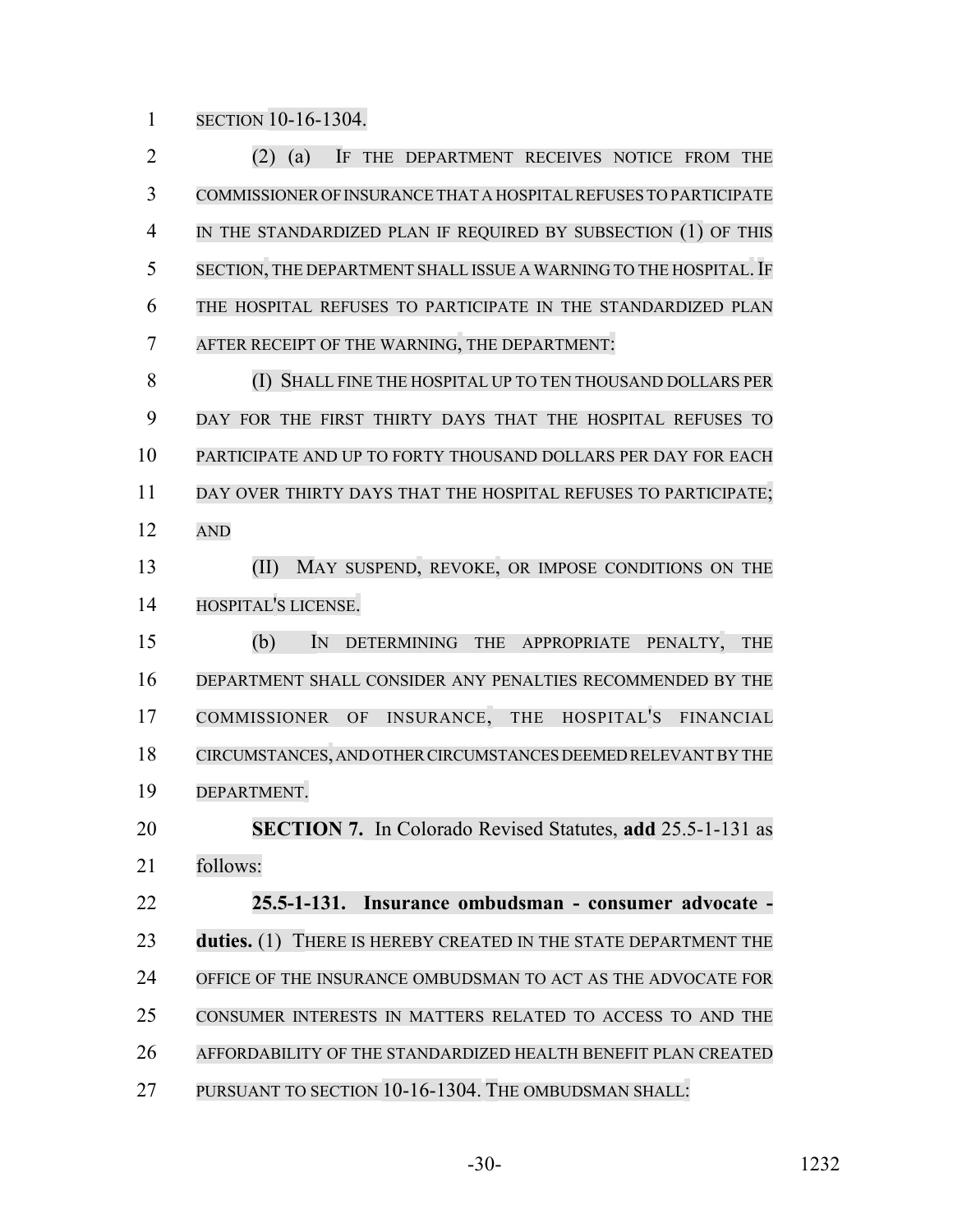SECTION 10-16-1304.

(2) (a) IF THE DEPARTMENT RECEIVES NOTICE FROM THE COMMISSIONER OF INSURANCE THAT A HOSPITAL REFUSES TO PARTICIPATE IN THE STANDARDIZED PLAN IF REQUIRED BY SUBSECTION (1) OF THIS SECTION, THE DEPARTMENT SHALL ISSUE A WARNING TO THE HOSPITAL. IF THE HOSPITAL REFUSES TO PARTICIPATE IN THE STANDARDIZED PLAN AFTER RECEIPT OF THE WARNING, THE DEPARTMENT:

(I) SHALL FINE THE HOSPITAL UP TO TEN THOUSAND DOLLARS PER DAY FOR THE FIRST THIRTY DAYS THAT THE HOSPITAL REFUSES TO PARTICIPATE AND UP TO FORTY THOUSAND DOLLARS PER DAY FOR EACH DAY OVER THIRTY DAYS THAT THE HOSPITAL REFUSES TO PARTICIPATE; AND

(II) MAY SUSPEND, REVOKE, OR IMPOSE CONDITIONS ON THE HOSPITAL'S LICENSE.

(b) IN DETERMINING THE APPROPRIATE PENALTY, THE DEPARTMENT SHALL CONSIDER ANY PENALTIES RECOMMENDED BY THE COMMISSIONER OF INSURANCE, THE HOSPITAL'S FINANCIAL CIRCUMSTANCES, AND OTHER CIRCUMSTANCES DEEMED RELEVANT BY THE DEPARTMENT.

**SECTION 7.** In Colorado Revised Statutes, **add** 25.5-1-131 as follows:

**25.5-1-131. Insurance ombudsman - consumer advocate - duties.** (1) THERE IS HEREBY CREATED IN THE STATE DEPARTMENT THE OFFICE OF THE INSURANCE OMBUDSMAN TO ACT AS THE ADVOCATE FOR CONSUMER INTERESTS IN MATTERS RELATED TO ACCESS TO AND THE AFFORDABILITY OF THE STANDARDIZED HEALTH BENEFIT PLAN CREATED PURSUANT TO SECTION 10-16-1304. THE OMBUDSMAN SHALL: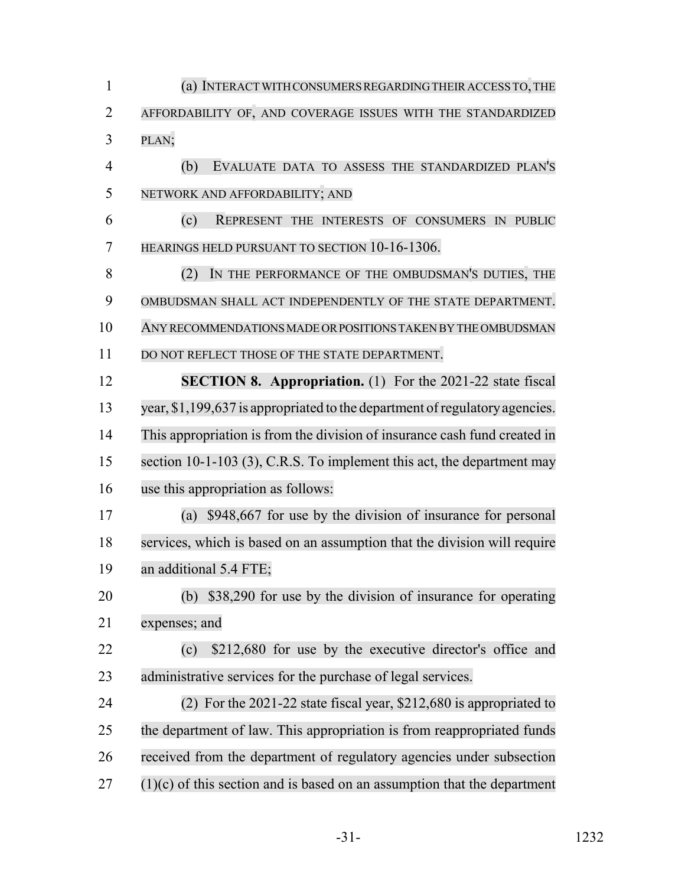(a) INTERACT WITH CONSUMERS REGARDING THEIR ACCESS TO, THE AFFORDABILITY OF, AND COVERAGE ISSUES WITH THE STANDARDIZED PLAN;

(b) EVALUATE DATA TO ASSESS THE STANDARDIZED PLAN'S NETWORK AND AFFORDABILITY; AND

(c) REPRESENT THE INTERESTS OF CONSUMERS IN PUBLIC HEARINGS HELD PURSUANT TO SECTION 10-16-1306.

(2) IN THE PERFORMANCE OF THE OMBUDSMAN'S DUTIES, THE OMBUDSMAN SHALL ACT INDEPENDENTLY OF THE STATE DEPARTMENT. ANY RECOMMENDATIONS MADE OR POSITIONS TAKEN BY THE OMBUDSMAN DO NOT REFLECT THOSE OF THE STATE DEPARTMENT.

**SECTION 8. Appropriation.** (1) For the 2021-22 state fiscal year, $1,199,637 is appropriated to the department of regulatory agencies. This appropriation is from the division of insurance cash fund created in section 10-1-103 (3), C.R.S. To implement this act, the department may use this appropriation as follows:

(a) $948,667 for use by the division of insurance for personal services, which is based on an assumption that the division will require an additional 5.4 FTE;

(b) $38,290 for use by the division of insurance for operating expenses; and

(c) $212,680 for use by the executive director's office and administrative services for the purchase of legal services.

(2) For the 2021-22 state fiscal year, $212,680 is appropriated to the department of law. This appropriation is from reappropriated funds received from the department of regulatory agencies under subsection (1)(c) of this section and is based on an assumption that the department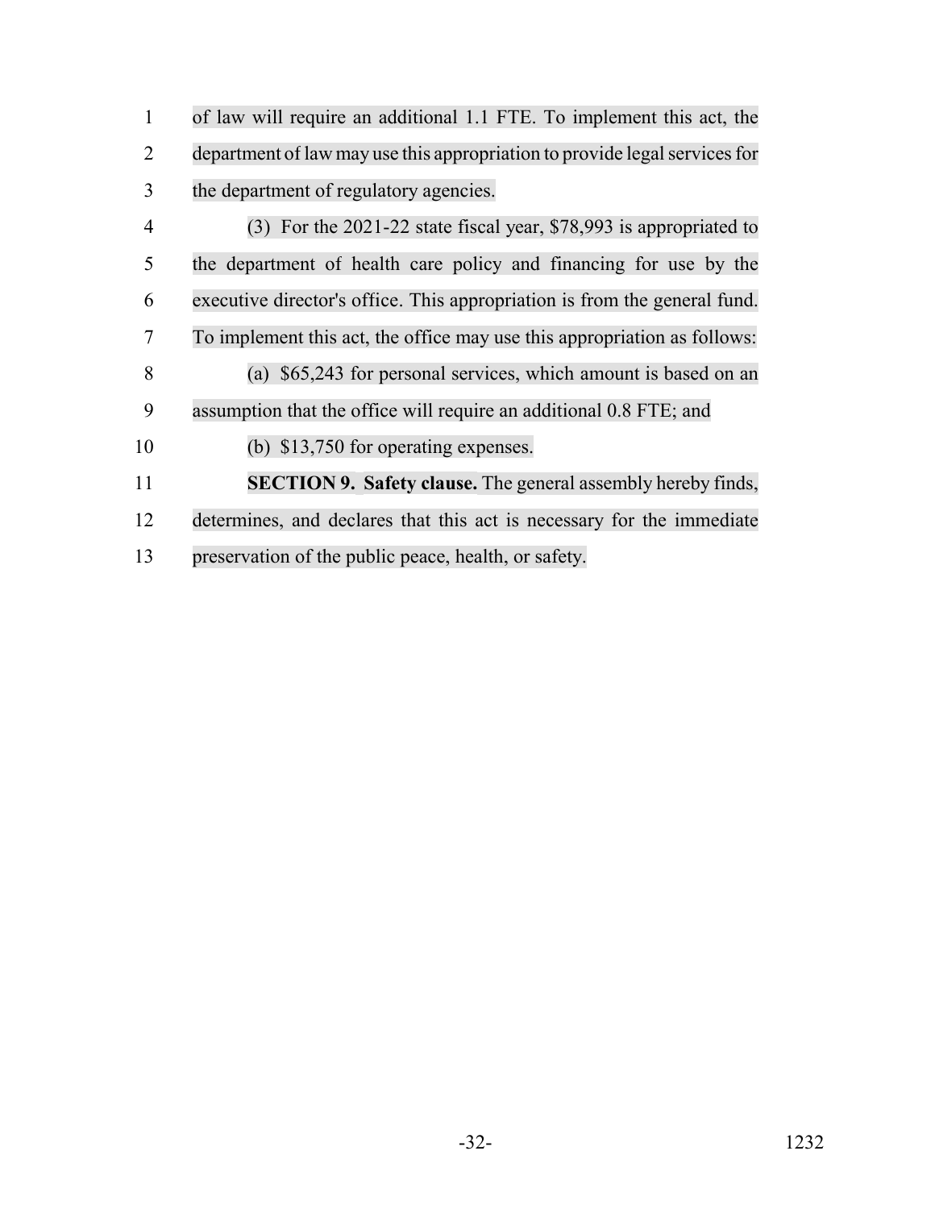of law will require an additional 1.1 FTE. To implement this act, the department of law may use this appropriation to provide legal services for the department of regulatory agencies.

(3) For the 2021-22 state fiscal year, $78,993 is appropriated to the department of health care policy and financing for use by the executive director's office. This appropriation is from the general fund. To implement this act, the office may use this appropriation as follows:

(a) $65,243 for personal services, which amount is based on an assumption that the office will require an additional 0.8 FTE; and

(b) $13,750 for operating expenses.

**SECTION 9. Safety clause.** The general assembly hereby finds, determines, and declares that this act is necessary for the immediate preservation of the public peace, health, or safety.